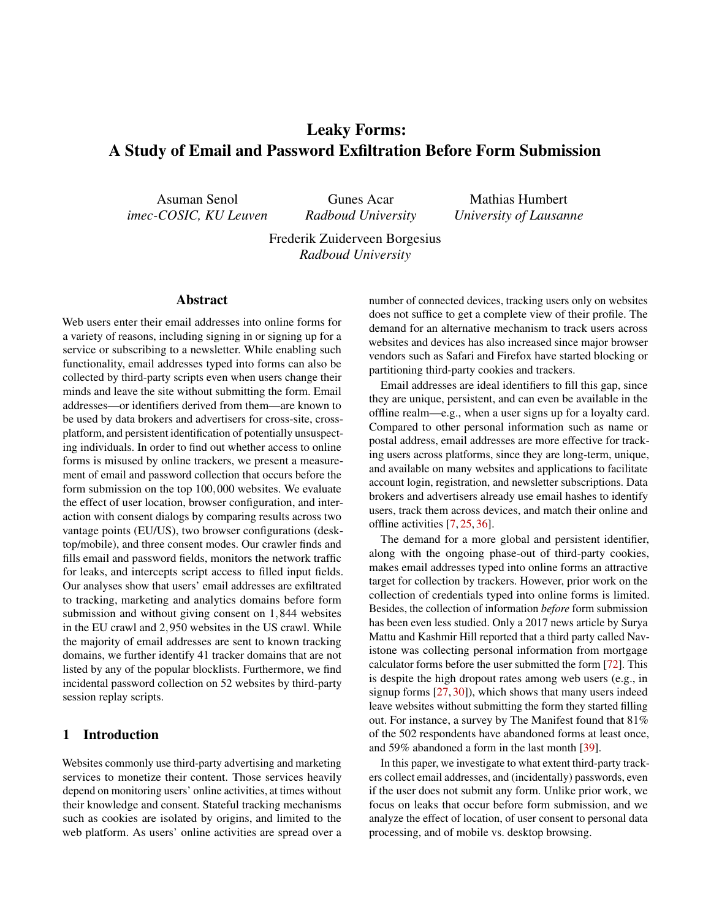# Leaky Forms: A Study of Email and Password Exfiltration Before Form Submission

Asuman Senol
*imec-COSIC, KU Leuven*

Gunes Acar
*Radboud University*

Mathias Humbert
*University of Lausanne*

Frederik Zuiderveen Borgesius
*Radboud University*

## Abstract

Web users enter their email addresses into online forms for a variety of reasons, including signing in or signing up for a service or subscribing to a newsletter. While enabling such functionality, email addresses typed into forms can also be collected by third-party scripts even when users change their minds and leave the site without submitting the form. Email addresses—or identifiers derived from them—are known to be used by data brokers and advertisers for cross-site, cross-platform, and persistent identification of potentially unsuspecting individuals. In order to find out whether access to online forms is misused by online trackers, we present a measurement of email and password collection that occurs before the form submission on the top 100,000 websites. We evaluate the effect of user location, browser configuration, and interaction with consent dialogs by comparing results across two vantage points (EU/US), two browser configurations (desktop/mobile), and three consent modes. Our crawler finds and fills email and password fields, monitors the network traffic for leaks, and intercepts script access to filled input fields. Our analyses show that users' email addresses are exfiltrated to tracking, marketing and analytics domains before form submission and without giving consent on 1,844 websites in the EU crawl and 2,950 websites in the US crawl. While the majority of email addresses are sent to known tracking domains, we further identify 41 tracker domains that are not listed by any of the popular blocklists. Furthermore, we find incidental password collection on 52 websites by third-party session replay scripts.

## 1 Introduction

Websites commonly use third-party advertising and marketing services to monetize their content. Those services heavily depend on monitoring users' online activities, at times without their knowledge and consent. Stateful tracking mechanisms such as cookies are isolated by origins, and limited to the web platform. As users' online activities are spread over a number of connected devices, tracking users only on websites does not suffice to get a complete view of their profile. The demand for an alternative mechanism to track users across websites and devices has also increased since major browser vendors such as Safari and Firefox have started blocking or partitioning third-party cookies and trackers.

Email addresses are ideal identifiers to fill this gap, since they are unique, persistent, and can even be available in the offline realm—e.g., when a user signs up for a loyalty card. Compared to other personal information such as name or postal address, email addresses are more effective for tracking users across platforms, since they are long-term, unique, and available on many websites and applications to facilitate account login, registration, and newsletter subscriptions. Data brokers and advertisers already use email hashes to identify users, track them across devices, and match their online and offline activities [7, 25, 36].

The demand for a more global and persistent identifier, along with the ongoing phase-out of third-party cookies, makes email addresses typed into online forms an attractive target for collection by trackers. However, prior work on the collection of credentials typed into online forms is limited. Besides, the collection of information *before* form submission has been even less studied. Only a 2017 news article by Surya Mattu and Kashmir Hill reported that a third party called Navistone was collecting personal information from mortgage calculator forms before the user submitted the form [72]. This is despite the high dropout rates among web users (e.g., in signup forms [27, 30]), which shows that many users indeed leave websites without submitting the form they started filling out. For instance, a survey by The Manifest found that 81% of the 502 respondents have abandoned forms at least once, and 59% abandoned a form in the last month [39].

In this paper, we investigate to what extent third-party trackers collect email addresses, and (incidentally) passwords, even if the user does not submit any form. Unlike prior work, we focus on leaks that occur before form submission, and we analyze the effect of location, of user consent to personal data processing, and of mobile vs. desktop browsing.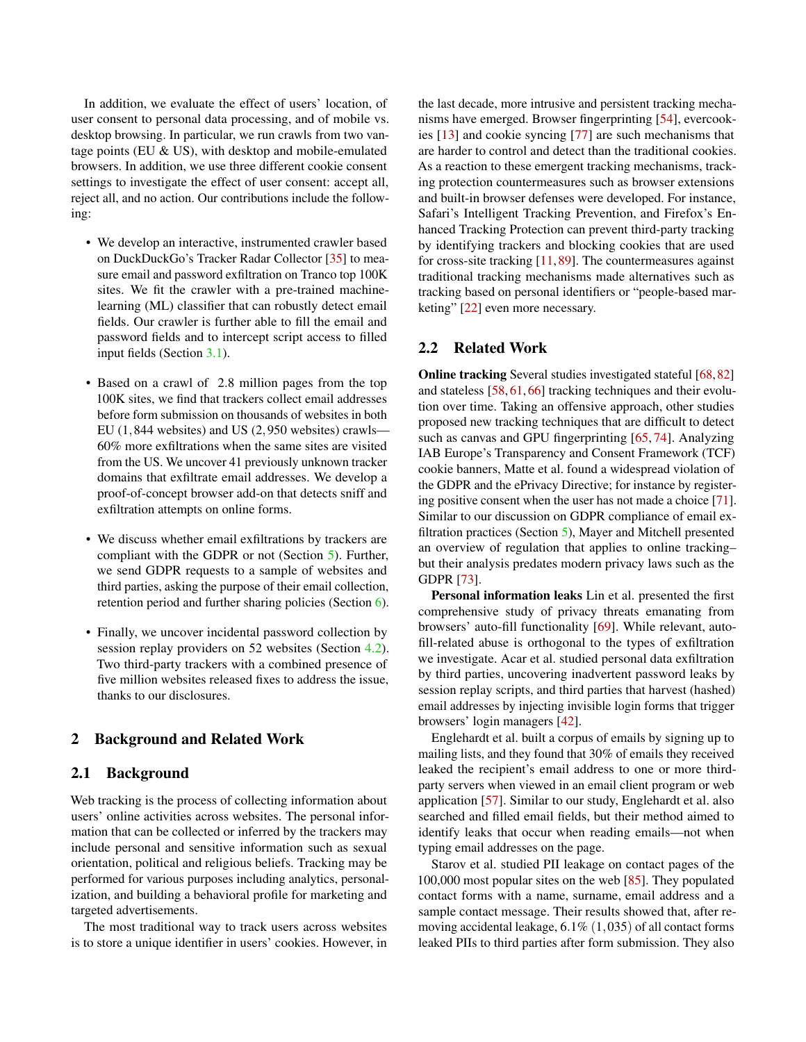In addition, we evaluate the effect of users' location, of user consent to personal data processing, and of mobile vs. desktop browsing. In particular, we run crawls from two vantage points (EU & US), with desktop and mobile-emulated browsers. In addition, we use three different cookie consent settings to investigate the effect of user consent: accept all, reject all, and no action. Our contributions include the following:

- We develop an interactive, instrumented crawler based on DuckDuckGo's Tracker Radar Collector [35] to measure email and password exfiltration on Tranco top 100K sites. We fit the crawler with a pre-trained machine-learning (ML) classifier that can robustly detect email fields. Our crawler is further able to fill the email and password fields and to intercept script access to filled input fields (Section 3.1).

- Based on a crawl of  2.8 million pages from the top 100K sites, we find that trackers collect email addresses before form submission on thousands of websites in both EU (1,844 websites) and US (2,950 websites) crawls—60% more exfiltrations when the same sites are visited from the US. We uncover 41 previously unknown tracker domains that exfiltrate email addresses. We develop a proof-of-concept browser add-on that detects sniff and exfiltration attempts on online forms.

- We discuss whether email exfiltrations by trackers are compliant with the GDPR or not (Section 5). Further, we send GDPR requests to a sample of websites and third parties, asking the purpose of their email collection, retention period and further sharing policies (Section 6).

- Finally, we uncover incidental password collection by session replay providers on 52 websites (Section 4.2). Two third-party trackers with a combined presence of five million websites released fixes to address the issue, thanks to our disclosures.

## 2 Background and Related Work

### 2.1 Background

Web tracking is the process of collecting information about users' online activities across websites. The personal information that can be collected or inferred by the trackers may include personal and sensitive information such as sexual orientation, political and religious beliefs. Tracking may be performed for various purposes including analytics, personalization, and building a behavioral profile for marketing and targeted advertisements.

The most traditional way to track users across websites is to store a unique identifier in users' cookies. However, in the last decade, more intrusive and persistent tracking mechanisms have emerged. Browser fingerprinting [54], evercookies [13] and cookie syncing [77] are such mechanisms that are harder to control and detect than the traditional cookies. As a reaction to these emergent tracking mechanisms, tracking protection countermeasures such as browser extensions and built-in browser defenses were developed. For instance, Safari's Intelligent Tracking Prevention, and Firefox's Enhanced Tracking Protection can prevent third-party tracking by identifying trackers and blocking cookies that are used for cross-site tracking [11, 89]. The countermeasures against traditional tracking mechanisms made alternatives such as tracking based on personal identifiers or "people-based marketing" [22] even more necessary.

### 2.2 Related Work

**Online tracking** Several studies investigated stateful [68, 82] and stateless [58, 61, 66] tracking techniques and their evolution over time. Taking an offensive approach, other studies proposed new tracking techniques that are difficult to detect such as canvas and GPU fingerprinting [65, 74]. Analyzing IAB Europe's Transparency and Consent Framework (TCF) cookie banners, Matte et al. found a widespread violation of the GDPR and the ePrivacy Directive; for instance by registering positive consent when the user has not made a choice [71]. Similar to our discussion on GDPR compliance of email exfiltration practices (Section 5), Mayer and Mitchell presented an overview of regulation that applies to online tracking–but their analysis predates modern privacy laws such as the GDPR [73].

**Personal information leaks** Lin et al. presented the first comprehensive study of privacy threats emanating from browsers' auto-fill functionality [69]. While relevant, auto-fill-related abuse is orthogonal to the types of exfiltration we investigate. Acar et al. studied personal data exfiltration by third parties, uncovering inadvertent password leaks by session replay scripts, and third parties that harvest (hashed) email addresses by injecting invisible login forms that trigger browsers' login managers [42].

Englehardt et al. built a corpus of emails by signing up to mailing lists, and they found that 30% of emails they received leaked the recipient's email address to one or more third-party servers when viewed in an email client program or web application [57]. Similar to our study, Englehardt et al. also searched and filled email fields, but their method aimed to identify leaks that occur when reading emails—not when typing email addresses on the page.

Starov et al. studied PII leakage on contact pages of the 100,000 most popular sites on the web [85]. They populated contact forms with a name, surname, email address and a sample contact message. Their results showed that, after removing accidental leakage, 6.1% (1,035) of all contact forms leaked PIIs to third parties after form submission. They also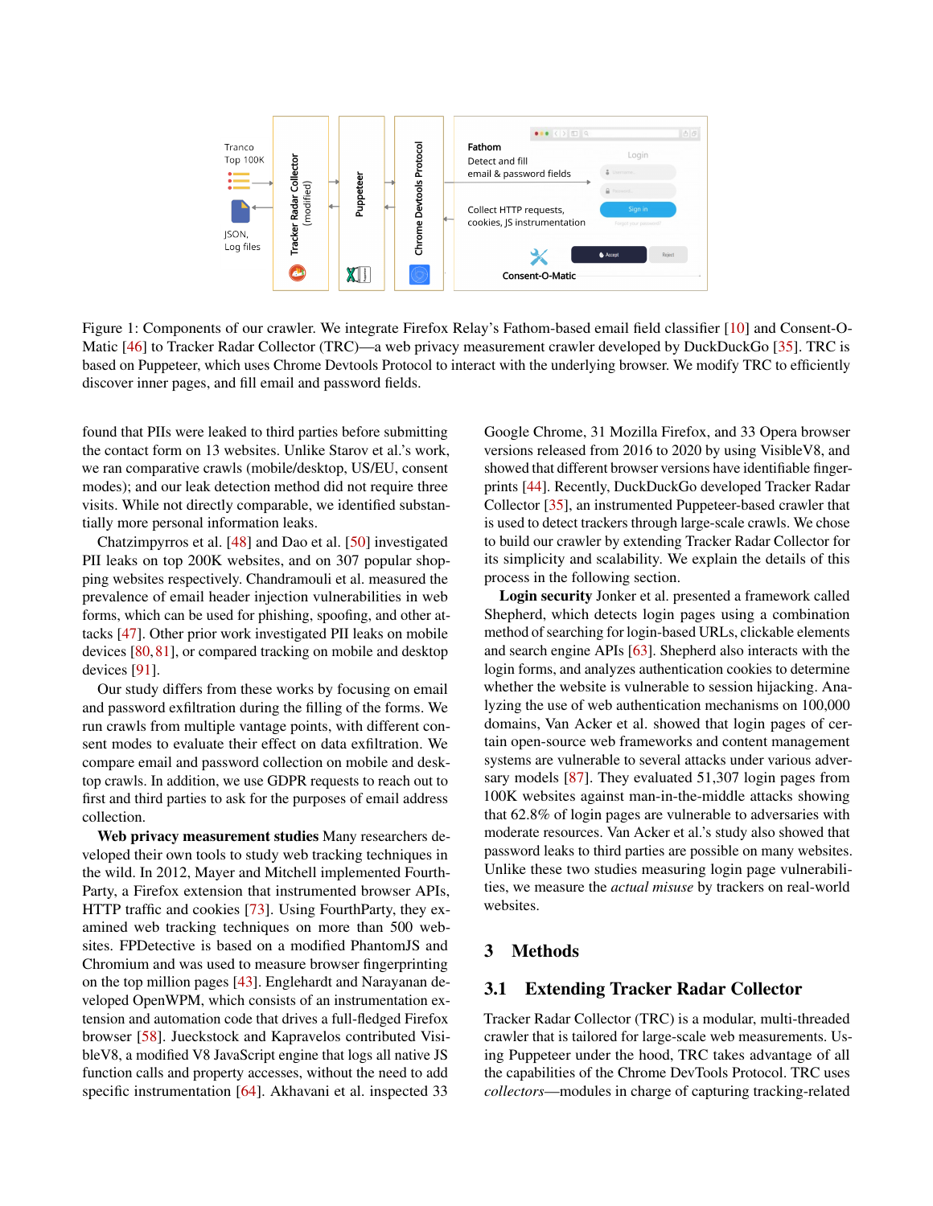Figure 1: Components of our crawler. We integrate Firefox Relay's Fathom-based email field classifier [10] and Consent-O-Matic [46] to Tracker Radar Collector (TRC)—a web privacy measurement crawler developed by DuckDuckGo [35]. TRC is based on Puppeteer, which uses Chrome Devtools Protocol to interact with the underlying browser. We modify TRC to efficiently discover inner pages, and fill email and password fields.

found that PIIs were leaked to third parties before submitting the contact form on 13 websites. Unlike Starov et al.'s work, we ran comparative crawls (mobile/desktop, US/EU, consent modes); and our leak detection method did not require three visits. While not directly comparable, we identified substantially more personal information leaks.

Chatzimpyrros et al. [48] and Dao et al. [50] investigated PII leaks on top 200K websites, and on 307 popular shopping websites respectively. Chandramouli et al. measured the prevalence of email header injection vulnerabilities in web forms, which can be used for phishing, spoofing, and other attacks [47]. Other prior work investigated PII leaks on mobile devices [80, 81], or compared tracking on mobile and desktop devices [91].

Our study differs from these works by focusing on email and password exfiltration during the filling of the forms. We run crawls from multiple vantage points, with different consent modes to evaluate their effect on data exfiltration. We compare email and password collection on mobile and desktop crawls. In addition, we use GDPR requests to reach out to first and third parties to ask for the purposes of email address collection.

**Web privacy measurement studies** Many researchers developed their own tools to study web tracking techniques in the wild. In 2012, Mayer and Mitchell implemented FourthParty, a Firefox extension that instrumented browser APIs, HTTP traffic and cookies [73]. Using FourthParty, they examined web tracking techniques on more than 500 websites. FPDetective is based on a modified PhantomJS and Chromium and was used to measure browser fingerprinting on the top million pages [43]. Englehardt and Narayanan developed OpenWPM, which consists of an instrumentation extension and automation code that drives a full-fledged Firefox browser [58]. Jueckstock and Kapravelos contributed VisibleV8, a modified V8 JavaScript engine that logs all native JS function calls and property accesses, without the need to add specific instrumentation [64]. Akhavani et al. inspected 33 Google Chrome, 31 Mozilla Firefox, and 33 Opera browser versions released from 2016 to 2020 by using VisibleV8, and showed that different browser versions have identifiable fingerprints [44]. Recently, DuckDuckGo developed Tracker Radar Collector [35], an instrumented Puppeteer-based crawler that is used to detect trackers through large-scale crawls. We chose to build our crawler by extending Tracker Radar Collector for its simplicity and scalability. We explain the details of this process in the following section.

**Login security** Jonker et al. presented a framework called Shepherd, which detects login pages using a combination method of searching for login-based URLs, clickable elements and search engine APIs [63]. Shepherd also interacts with the login forms, and analyzes authentication cookies to determine whether the website is vulnerable to session hijacking. Analyzing the use of web authentication mechanisms on 100,000 domains, Van Acker et al. showed that login pages of certain open-source web frameworks and content management systems are vulnerable to several attacks under various adversary models [87]. They evaluated 51,307 login pages from 100K websites against man-in-the-middle attacks showing that 62.8% of login pages are vulnerable to adversaries with moderate resources. Van Acker et al.'s study also showed that password leaks to third parties are possible on many websites. Unlike these two studies measuring login page vulnerabilities, we measure the *actual misuse* by trackers on real-world websites.

## 3 Methods

### 3.1 Extending Tracker Radar Collector

Tracker Radar Collector (TRC) is a modular, multi-threaded crawler that is tailored for large-scale web measurements. Using Puppeteer under the hood, TRC takes advantage of all the capabilities of the Chrome DevTools Protocol. TRC uses *collectors*—modules in charge of capturing tracking-related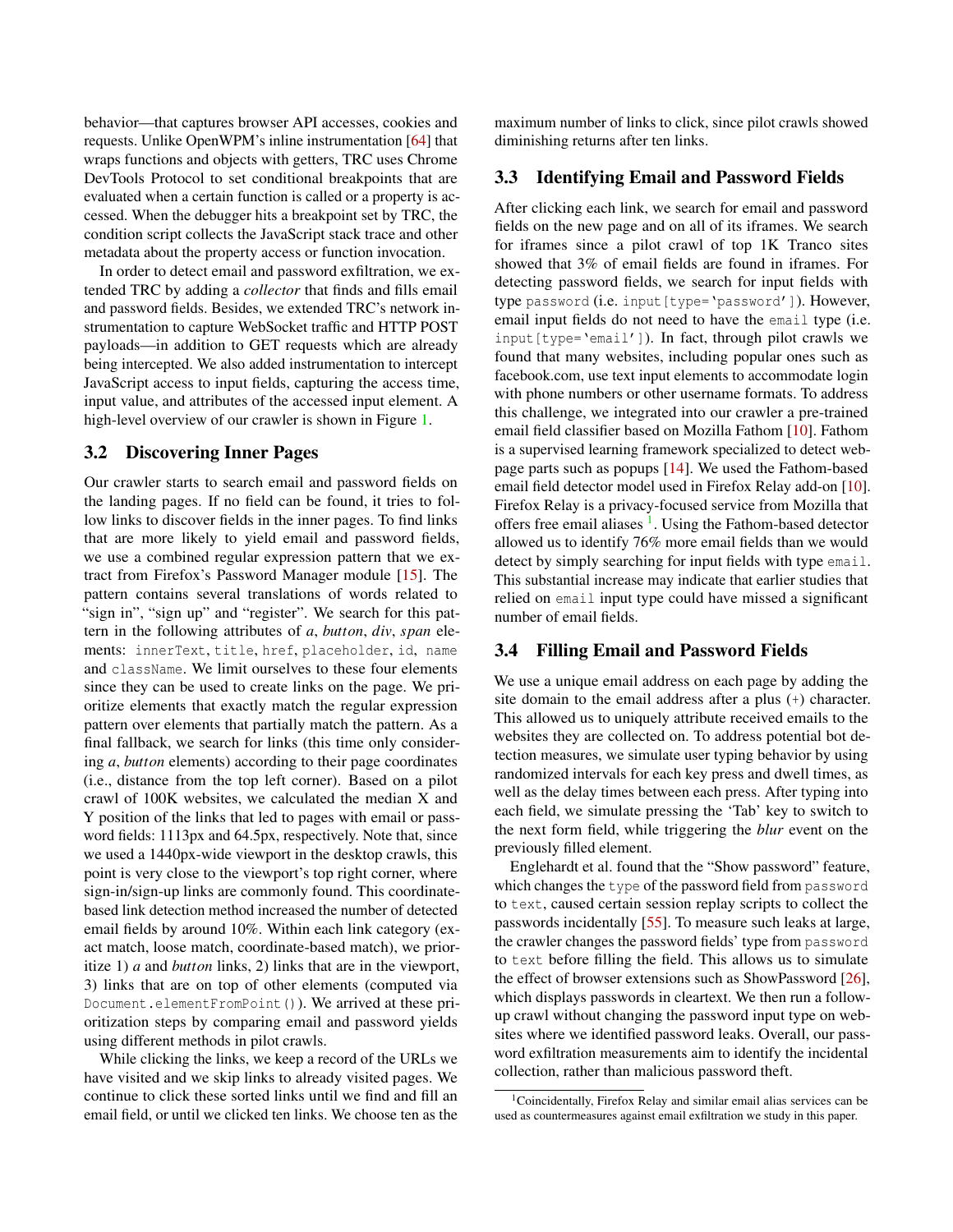behavior—that captures browser API accesses, cookies and requests. Unlike OpenWPM's inline instrumentation [64] that wraps functions and objects with getters, TRC uses Chrome DevTools Protocol to set conditional breakpoints that are evaluated when a certain function is called or a property is accessed. When the debugger hits a breakpoint set by TRC, the condition script collects the JavaScript stack trace and other metadata about the property access or function invocation.

In order to detect email and password exfiltration, we extended TRC by adding a *collector* that finds and fills email and password fields. Besides, we extended TRC's network instrumentation to capture WebSocket traffic and HTTP POST payloads—in addition to GET requests which are already being intercepted. We also added instrumentation to intercept JavaScript access to input fields, capturing the access time, input value, and attributes of the accessed input element. A high-level overview of our crawler is shown in Figure 1.

### 3.2 Discovering Inner Pages

Our crawler starts to search email and password fields on the landing pages. If no field can be found, it tries to follow links to discover fields in the inner pages. To find links that are more likely to yield email and password fields, we use a combined regular expression pattern that we extract from Firefox's Password Manager module [15]. The pattern contains several translations of words related to "sign in", "sign up" and "register". We search for this pattern in the following attributes of *a*, *button*, *div*, *span* elements: `innerText`, `title`, `href`, `placeholder`, `id`, `name` and `className`. We limit ourselves to these four elements since they can be used to create links on the page. We prioritize elements that exactly match the regular expression pattern over elements that partially match the pattern. As a final fallback, we search for links (this time only considering *a*, *button* elements) according to their page coordinates (i.e., distance from the top left corner). Based on a pilot crawl of 100K websites, we calculated the median X and Y position of the links that led to pages with email or password fields: 1113px and 64.5px, respectively. Note that, since we used a 1440px-wide viewport in the desktop crawls, this point is very close to the viewport's top right corner, where sign-in/sign-up links are commonly found. This coordinate-based link detection method increased the number of detected email fields by around 10%. Within each link category (exact match, loose match, coordinate-based match), we prioritize 1) *a* and *button* links, 2) links that are in the viewport, 3) links that are on top of other elements (computed via `Document.elementFromPoint()`). We arrived at these prioritization steps by comparing email and password yields using different methods in pilot crawls.

While clicking the links, we keep a record of the URLs we have visited and we skip links to already visited pages. We continue to click these sorted links until we find and fill an email field, or until we clicked ten links. We choose ten as the maximum number of links to click, since pilot crawls showed diminishing returns after ten links.

### 3.3 Identifying Email and Password Fields

After clicking each link, we search for email and password fields on the new page and on all of its iframes. We search for iframes since a pilot crawl of top 1K Tranco sites showed that 3% of email fields are found in iframes. For detecting password fields, we search for input fields with type `password` (i.e. `input[type='password']`). However, email input fields do not need to have the `email` type (i.e. `input[type='email']`). In fact, through pilot crawls we found that many websites, including popular ones such as facebook.com, use text input elements to accommodate login with phone numbers or other username formats. To address this challenge, we integrated into our crawler a pre-trained email field classifier based on Mozilla Fathom [10]. Fathom is a supervised learning framework specialized to detect webpage parts such as popups [14]. We used the Fathom-based email field detector model used in Firefox Relay add-on [10]. Firefox Relay is a privacy-focused service from Mozilla that offers free email aliases [1]. Using the Fathom-based detector allowed us to identify 76% more email fields than we would detect by simply searching for input fields with type `email`. This substantial increase may indicate that earlier studies that relied on `email` input type could have missed a significant number of email fields.

### 3.4 Filling Email and Password Fields

We use a unique email address on each page by adding the site domain to the email address after a plus (+) character. This allowed us to uniquely attribute received emails to the websites they are collected on. To address potential bot detection measures, we simulate user typing behavior by using randomized intervals for each key press and dwell times, as well as the delay times between each press. After typing into each field, we simulate pressing the 'Tab' key to switch to the next form field, while triggering the *blur* event on the previously filled element.

Englehardt et al. found that the "Show password" feature, which changes the `type` of the password field from `password` to `text`, caused certain session replay scripts to collect the passwords incidentally [55]. To measure such leaks at large, the crawler changes the password fields' type from `password` to `text` before filling the field. This allows us to simulate the effect of browser extensions such as ShowPassword [26], which displays passwords in cleartext. We then run a follow-up crawl without changing the password input type on websites where we identified password leaks. Overall, our password exfiltration measurements aim to identify the incidental collection, rather than malicious password theft.

[1] Coincidentally, Firefox Relay and similar email alias services can be used as countermeasures against email exfiltration we study in this paper.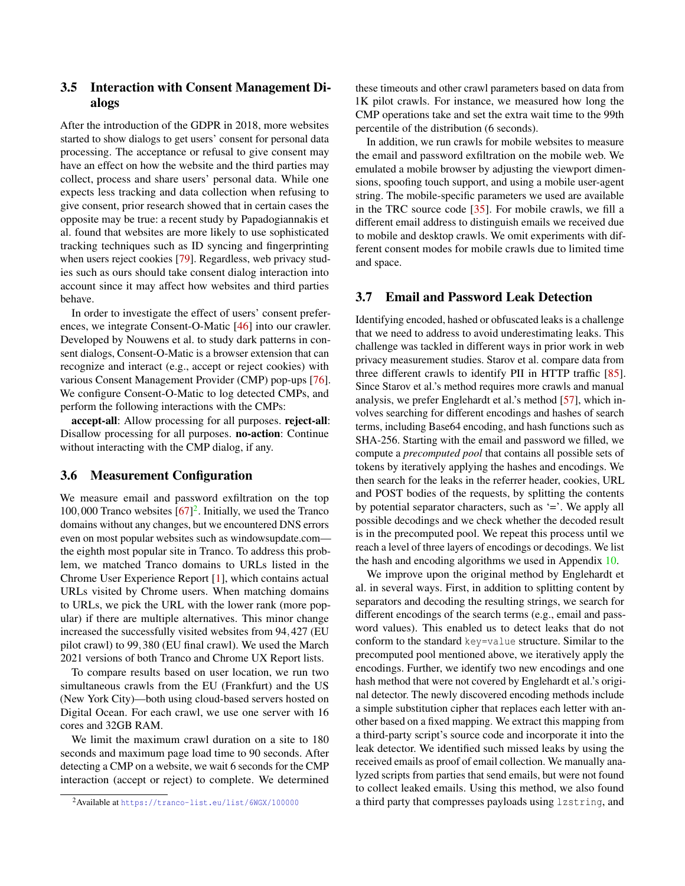### 3.5 Interaction with Consent Management Dialogs

After the introduction of the GDPR in 2018, more websites started to show dialogs to get users' consent for personal data processing. The acceptance or refusal to give consent may have an effect on how the website and the third parties may collect, process and share users' personal data. While one expects less tracking and data collection when refusing to give consent, prior research showed that in certain cases the opposite may be true: a recent study by Papadogiannakis et al. found that websites are more likely to use sophisticated tracking techniques such as ID syncing and fingerprinting when users reject cookies [79]. Regardless, web privacy studies such as ours should take consent dialog interaction into account since it may affect how websites and third parties behave.

In order to investigate the effect of users' consent preferences, we integrate Consent-O-Matic [46] into our crawler. Developed by Nouwens et al. to study dark patterns in consent dialogs, Consent-O-Matic is a browser extension that can recognize and interact (e.g., accept or reject cookies) with various Consent Management Provider (CMP) pop-ups [76]. We configure Consent-O-Matic to log detected CMPs, and perform the following interactions with the CMPs:

**accept-all**: Allow processing for all purposes. **reject-all**: Disallow processing for all purposes. **no-action**: Continue without interacting with the CMP dialog, if any.

### 3.6 Measurement Configuration

We measure email and password exfiltration on the top 100,000 Tranco websites [67][2]. Initially, we used the Tranco domains without any changes, but we encountered DNS errors even on most popular websites such as windowsupdate.com—the eighth most popular site in Tranco. To address this problem, we matched Tranco domains to URLs listed in the Chrome User Experience Report [1], which contains actual URLs visited by Chrome users. When matching domains to URLs, we pick the URL with the lower rank (more popular) if there are multiple alternatives. This minor change increased the successfully visited websites from 94,427 (EU pilot crawl) to 99,380 (EU final crawl). We used the March 2021 versions of both Tranco and Chrome UX Report lists.

To compare results based on user location, we run two simultaneous crawls from the EU (Frankfurt) and the US (New York City)—both using cloud-based servers hosted on Digital Ocean. For each crawl, we use one server with 16 cores and 32GB RAM.

We limit the maximum crawl duration on a site to 180 seconds and maximum page load time to 90 seconds. After detecting a CMP on a website, we wait 6 seconds for the CMP interaction (accept or reject) to complete. We determined these timeouts and other crawl parameters based on data from 1K pilot crawls. For instance, we measured how long the CMP operations take and set the extra wait time to the 99th percentile of the distribution (6 seconds).

In addition, we run crawls for mobile websites to measure the email and password exfiltration on the mobile web. We emulated a mobile browser by adjusting the viewport dimensions, spoofing touch support, and using a mobile user-agent string. The mobile-specific parameters we used are available in the TRC source code [35]. For mobile crawls, we fill a different email address to distinguish emails we received due to mobile and desktop crawls. We omit experiments with different consent modes for mobile crawls due to limited time and space.

### 3.7 Email and Password Leak Detection

Identifying encoded, hashed or obfuscated leaks is a challenge that we need to address to avoid underestimating leaks. This challenge was tackled in different ways in prior work in web privacy measurement studies. Starov et al. compare data from three different crawls to identify PII in HTTP traffic [85]. Since Starov et al.'s method requires more crawls and manual analysis, we prefer Englehardt et al.'s method [57], which involves searching for different encodings and hashes of search terms, including Base64 encoding, and hash functions such as SHA-256. Starting with the email and password we filled, we compute a *precomputed pool* that contains all possible sets of tokens by iteratively applying the hashes and encodings. We then search for the leaks in the referrer header, cookies, URL and POST bodies of the requests, by splitting the contents by potential separator characters, such as '='. We apply all possible decodings and we check whether the decoded result is in the precomputed pool. We repeat this process until we reach a level of three layers of encodings or decodings. We list the hash and encoding algorithms we used in Appendix 10.

We improve upon the original method by Englehardt et al. in several ways. First, in addition to splitting content by separators and decoding the resulting strings, we search for different encodings of the search terms (e.g., email and password values). This enabled us to detect leaks that do not conform to the standard `key=value` structure. Similar to the precomputed pool mentioned above, we iteratively apply the encodings. Further, we identify two new encodings and one hash method that were not covered by Englehardt et al.'s original detector. The newly discovered encoding methods include a simple substitution cipher that replaces each letter with another based on a fixed mapping. We extract this mapping from a third-party script's source code and incorporate it into the leak detector. We identified such missed leaks by using the received emails as proof of email collection. We manually analyzed scripts from parties that send emails, but were not found to collect leaked emails. Using this method, we also found a third party that compresses payloads using `lzstring`, and

[2] Available at https://tranco-list.eu/list/6WGX/100000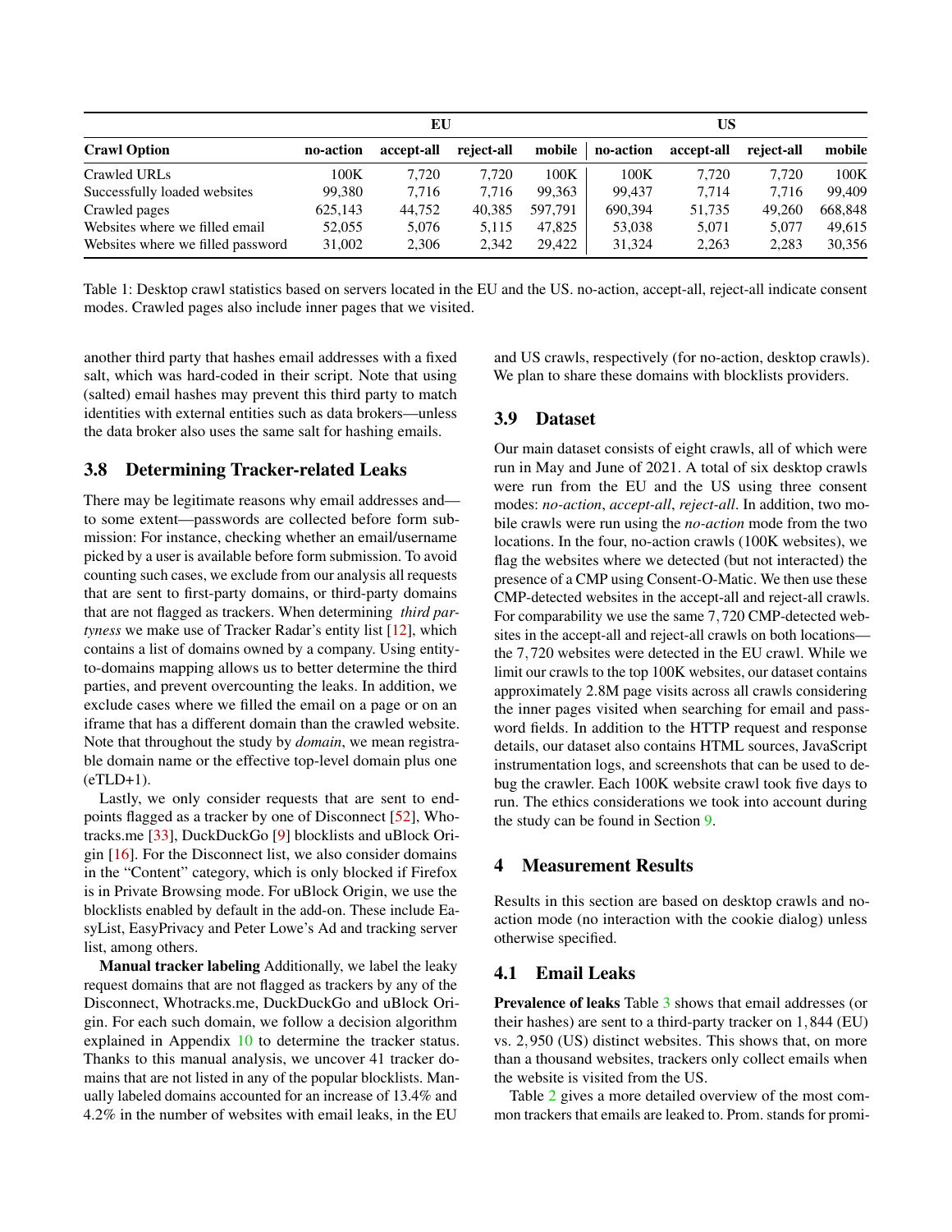| | EU | | | | US | | | |
|---|---|---|---|---|---|---|---|---|
| **Crawl Option** | **no-action** | **accept-all** | **reject-all** | **mobile** | **no-action** | **accept-all** | **reject-all** | **mobile** |
| Crawled URLs | 100K | 7,720 | 7,720 | 100K | 100K | 7,720 | 7,720 | 100K |
| Successfully loaded websites | 99,380 | 7,716 | 7,716 | 99,363 | 99,437 | 7,714 | 7,716 | 99,409 |
| Crawled pages | 625,143 | 44,752 | 40,385 | 597,791 | 690,394 | 51,735 | 49,260 | 668,848 |
| Websites where we filled email | 52,055 | 5,076 | 5,115 | 47,825 | 53,038 | 5,071 | 5,077 | 49,615 |
| Websites where we filled password | 31,002 | 2,306 | 2,342 | 29,422 | 31,324 | 2,263 | 2,283 | 30,356 |

Table 1: Desktop crawl statistics based on servers located in the EU and the US. no-action, accept-all, reject-all indicate consent modes. Crawled pages also include inner pages that we visited.

another third party that hashes email addresses with a fixed salt, which was hard-coded in their script. Note that using (salted) email hashes may prevent this third party to match identities with external entities such as data brokers—unless the data broker also uses the same salt for hashing emails.

### 3.8 Determining Tracker-related Leaks

There may be legitimate reasons why email addresses and—to some extent—passwords are collected before form submission: For instance, checking whether an email/username picked by a user is available before form submission. To avoid counting such cases, we exclude from our analysis all requests that are sent to first-party domains, or third-party domains that are not flagged as trackers. When determining *third partyness* we make use of Tracker Radar's entity list [12], which contains a list of domains owned by a company. Using entity-to-domains mapping allows us to better determine the third parties, and prevent overcounting the leaks. In addition, we exclude cases where we filled the email on a page or on an iframe that has a different domain than the crawled website. Note that throughout the study by *domain*, we mean registrable domain name or the effective top-level domain plus one (eTLD+1).

Lastly, we only consider requests that are sent to endpoints flagged as a tracker by one of Disconnect [52], Whotracks.me [33], DuckDuckGo [9] blocklists and uBlock Origin [16]. For the Disconnect list, we also consider domains in the "Content" category, which is only blocked if Firefox is in Private Browsing mode. For uBlock Origin, we use the blocklists enabled by default in the add-on. These include EasyList, EasyPrivacy and Peter Lowe's Ad and tracking server list, among others.

**Manual tracker labeling** Additionally, we label the leaky request domains that are not flagged as trackers by any of the Disconnect, Whotracks.me, DuckDuckGo and uBlock Origin. For each such domain, we follow a decision algorithm explained in Appendix 10 to determine the tracker status. Thanks to this manual analysis, we uncover 41 tracker domains that are not listed in any of the popular blocklists. Manually labeled domains accounted for an increase of 13.4% and 4.2% in the number of websites with email leaks, in the EU and US crawls, respectively (for no-action, desktop crawls). We plan to share these domains with blocklists providers.

### 3.9 Dataset

Our main dataset consists of eight crawls, all of which were run in May and June of 2021. A total of six desktop crawls were run from the EU and the US using three consent modes: *no-action*, *accept-all*, *reject-all*. In addition, two mobile crawls were run using the *no-action* mode from the two locations. In the four, no-action crawls (100K websites), we flag the websites where we detected (but not interacted) the presence of a CMP using Consent-O-Matic. We then use these CMP-detected websites in the accept-all and reject-all crawls. For comparability we use the same 7,720 CMP-detected websites in the accept-all and reject-all crawls on both locations—the 7,720 websites were detected in the EU crawl. While we limit our crawls to the top 100K websites, our dataset contains approximately 2.8M page visits across all crawls considering the inner pages visited when searching for email and password fields. In addition to the HTTP request and response details, our dataset also contains HTML sources, JavaScript instrumentation logs, and screenshots that can be used to debug the crawler. Each 100K website crawl took five days to run. The ethics considerations we took into account during the study can be found in Section 9.

## 4 Measurement Results

Results in this section are based on desktop crawls and no-action mode (no interaction with the cookie dialog) unless otherwise specified.

### 4.1 Email Leaks

**Prevalence of leaks** Table 3 shows that email addresses (or their hashes) are sent to a third-party tracker on 1,844 (EU) vs. 2,950 (US) distinct websites. This shows that, on more than a thousand websites, trackers only collect emails when the website is visited from the US.

Table 2 gives a more detailed overview of the most common trackers that emails are leaked to. Prom. stands for promi-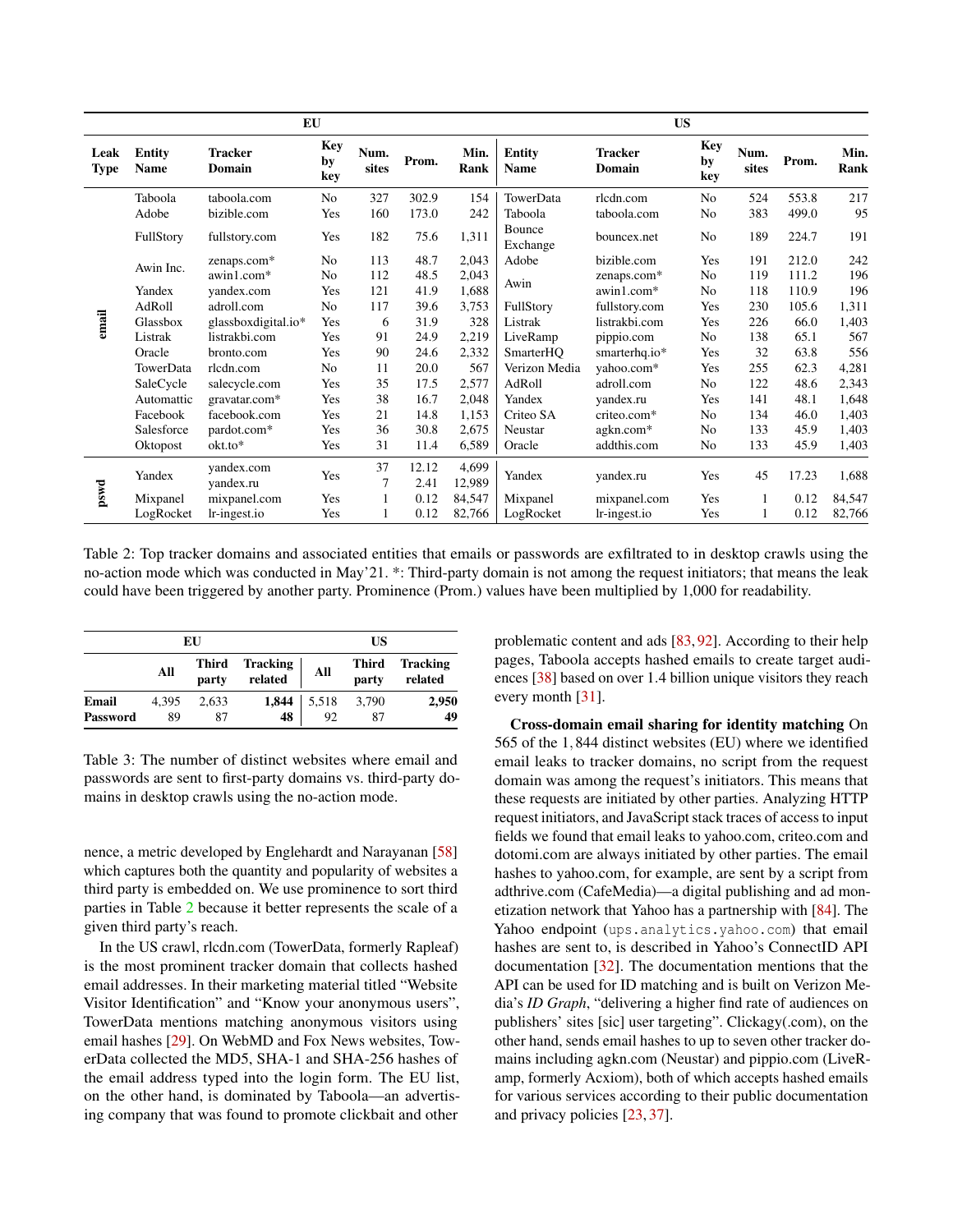| Leak Type | EU | | | | | | US | | | | | |
|---|---|---|---|---|---|---|---|---|---|---|---|---|
| | **Entity Name** | **Tracker Domain** | **Key by key** | **Num. sites** | **Prom.** | **Min. Rank** | **Entity Name** | **Tracker Domain** | **Key by key** | **Num. sites** | **Prom.** | **Min. Rank** |
| email | Taboola | taboola.com | No | 327 | 302.9 | 154 | TowerData | rlcdn.com | No | 524 | 553.8 | 217 |
| | Adobe | bizible.com | Yes | 160 | 173.0 | 242 | Taboola | taboola.com | No | 383 | 499.0 | 95 |
| | FullStory | fullstory.com | Yes | 182 | 75.6 | 1,311 | Bounce Exchange | bouncex.net | No | 189 | 224.7 | 191 |
| | Awin Inc. | zenaps.com* | No | 113 | 48.7 | 2,043 | Adobe | bizible.com | Yes | 191 | 212.0 | 242 |
| | | awin1.com* | No | 112 | 48.5 | 2,043 | Awin | zenaps.com* | No | 119 | 111.2 | 196 |
| | Yandex | yandex.com | Yes | 121 | 41.9 | 1,688 | | awin1.com* | No | 118 | 110.9 | 196 |
| | AdRoll | adroll.com | No | 117 | 39.6 | 3,753 | FullStory | fullstory.com | Yes | 230 | 105.6 | 1,311 |
| | Glassbox | glassboxdigital.io* | Yes | 6 | 31.9 | 328 | Listrak | listrakbi.com | Yes | 226 | 66.0 | 1,403 |
| | Listrak | listrakbi.com | Yes | 91 | 24.9 | 2,219 | LiveRamp | pippio.com | No | 138 | 65.1 | 567 |
| | Oracle | bronto.com | Yes | 90 | 24.6 | 2,332 | SmarterHQ | smarterhq.io* | Yes | 32 | 63.8 | 556 |
| | TowerData | rlcdn.com | No | 11 | 20.0 | 567 | Verizon Media | yahoo.com* | Yes | 255 | 62.3 | 4,281 |
| | SaleCycle | salecycle.com | Yes | 35 | 17.5 | 2,577 | AdRoll | adroll.com | No | 122 | 48.6 | 2,343 |
| | Automattic | gravatar.com* | Yes | 38 | 16.7 | 2,048 | Yandex | yandex.ru | Yes | 141 | 48.1 | 1,648 |
| | Facebook | facebook.com | Yes | 21 | 14.8 | 1,153 | Criteo SA | criteo.com* | No | 134 | 46.0 | 1,403 |
| | Salesforce | pardot.com* | Yes | 36 | 30.8 | 2,675 | Neustar | agkn.com* | No | 133 | 45.9 | 1,403 |
| | Oktopost | okt.to* | Yes | 31 | 11.4 | 6,589 | Oracle | addthis.com | No | 133 | 45.9 | 1,403 |
| pswd | Yandex | yandex.com | Yes | 37 | 12.12 | 4,699 | Yandex | yandex.ru | Yes | 45 | 17.23 | 1,688 |
| | | yandex.ru | | 7 | 2.41 | 12,989 | | | | | | |
| | Mixpanel | mixpanel.com | Yes | 1 | 0.12 | 84,547 | Mixpanel | mixpanel.com | Yes | 1 | 0.12 | 84,547 |
| | LogRocket | lr-ingest.io | Yes | 1 | 0.12 | 82,766 | LogRocket | lr-ingest.io | Yes | 1 | 0.12 | 82,766 |

Table 2: Top tracker domains and associated entities that emails or passwords are exfiltrated to in desktop crawls using the no-action mode which was conducted in May'21. *: Third-party domain is not among the request initiators; that means the leak could have been triggered by another party. Prominence (Prom.) values have been multiplied by 1,000 for readability.

| | EU | | | US | | |
|---|---|---|---|---|---|---|
| | **All** | **Third party** | **Tracking related** | **All** | **Third party** | **Tracking related** |
| **Email** | 4,395 | 2,633 | **1,844** | 5,518 | 3,790 | **2,950** |
| **Password** | 89 | 87 | **48** | 92 | 87 | **49** |

Table 3: The number of distinct websites where email and passwords are sent to first-party domains vs. third-party domains in desktop crawls using the no-action mode.

nence, a metric developed by Englehardt and Narayanan [58] which captures both the quantity and popularity of websites a third party is embedded on. We use prominence to sort third parties in Table 2 because it better represents the scale of a given third party's reach.

In the US crawl, rlcdn.com (TowerData, formerly Rapleaf) is the most prominent tracker domain that collects hashed email addresses. In their marketing material titled "Website Visitor Identification" and "Know your anonymous users", TowerData mentions matching anonymous visitors using email hashes [29]. On WebMD and Fox News websites, TowerData collected the MD5, SHA-1 and SHA-256 hashes of the email address typed into the login form. The EU list, on the other hand, is dominated by Taboola—an advertising company that was found to promote clickbait and other problematic content and ads [83, 92]. According to their help pages, Taboola accepts hashed emails to create target audiences [38] based on over 1.4 billion unique visitors they reach every month [31].

**Cross-domain email sharing for identity matching** On 565 of the 1,844 distinct websites (EU) where we identified email leaks to tracker domains, no script from the request domain was among the request's initiators. This means that these requests are initiated by other parties. Analyzing HTTP request initiators, and JavaScript stack traces of access to input fields we found that email leaks to yahoo.com, criteo.com and dotomi.com are always initiated by other parties. The email hashes to yahoo.com, for example, are sent by a script from adthrive.com (CafeMedia)—a digital publishing and ad monetization network that Yahoo has a partnership with [84]. The Yahoo endpoint (`ups.analytics.yahoo.com`) that email hashes are sent to, is described in Yahoo's ConnectID API documentation [32]. The documentation mentions that the API can be used for ID matching and is built on Verizon Media's *ID Graph*, "delivering a higher find rate of audiences on publishers' sites [sic] user targeting". Clickagy(.com), on the other hand, sends email hashes to up to seven other tracker domains including agkn.com (Neustar) and pippio.com (LiveRamp, formerly Acxiom), both of which accepts hashed emails for various services according to their public documentation and privacy policies [23, 37].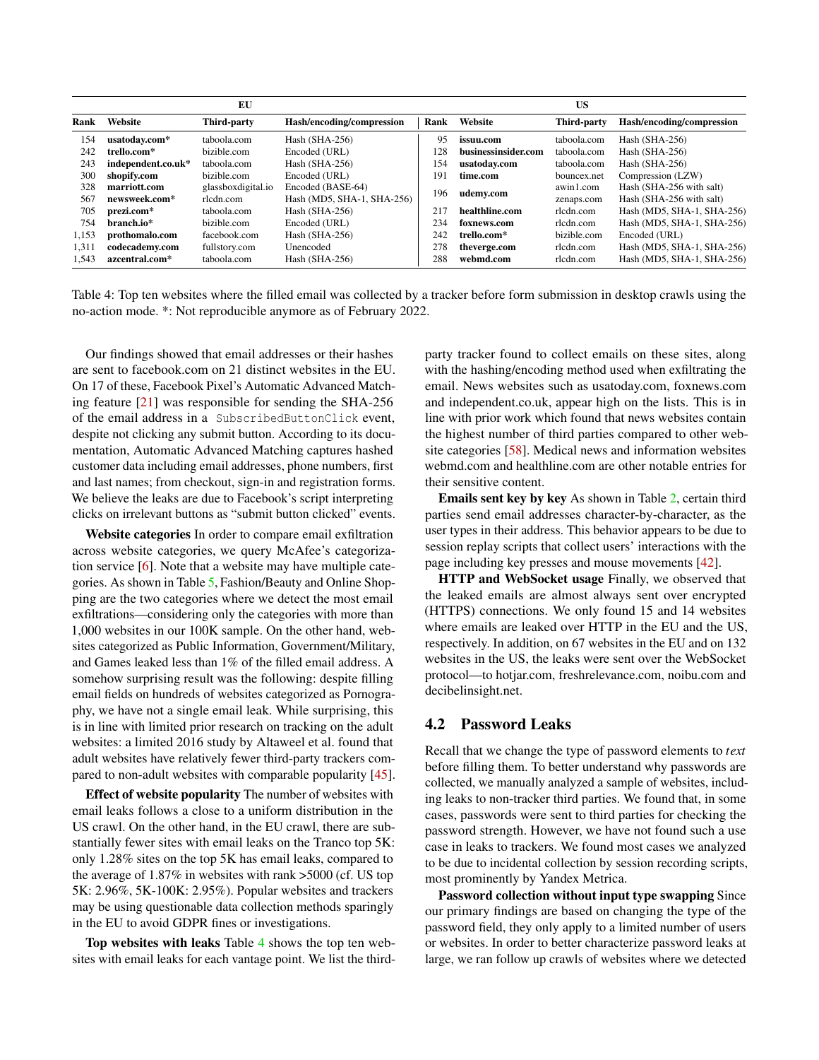| EU | | | | US | | | |
|---|---|---|---|---|---|---|---|
| **Rank** | **Website** | **Third-party** | **Hash/encoding/compression** | **Rank** | **Website** | **Third-party** | **Hash/encoding/compression** |
| 154 | **usatoday.com*** | taboola.com | Hash (SHA-256) | 95 | **issuu.com** | taboola.com | Hash (SHA-256) |
| 242 | **trello.com*** | bizible.com | Encoded (URL) | 128 | **businessinsider.com** | taboola.com | Hash (SHA-256) |
| 243 | **independent.co.uk*** | taboola.com | Hash (SHA-256) | 154 | **usatoday.com** | taboola.com | Hash (SHA-256) |
| 300 | **shopify.com** | bizible.com | Encoded (URL) | 191 | **time.com** | bouncex.net | Compression (LZW) |
| 328 | **marriott.com** | glassboxdigital.io | Encoded (BASE-64) | 196 | **udemy.com** | awin1.com | Hash (SHA-256 with salt) |
| 567 | **newsweek.com*** | rlcdn.com | Hash (MD5, SHA-1, SHA-256) | | | zenaps.com | Hash (SHA-256 with salt) |
| 705 | **prezi.com*** | taboola.com | Hash (SHA-256) | 217 | **healthline.com** | rlcdn.com | Hash (MD5, SHA-1, SHA-256) |
| 754 | **branch.io*** | bizible.com | Encoded (URL) | 234 | **foxnews.com** | rlcdn.com | Hash (MD5, SHA-1, SHA-256) |
| 1,153 | **prothomalo.com** | facebook.com | Hash (SHA-256) | 242 | **trello.com*** | bizible.com | Encoded (URL) |
| 1,311 | **codecademy.com** | fullstory.com | Unencoded | 278 | **theverge.com** | rlcdn.com | Hash (MD5, SHA-1, SHA-256) |
| 1,543 | **azcentral.com*** | taboola.com | Hash (SHA-256) | 288 | **webmd.com** | rlcdn.com | Hash (MD5, SHA-1, SHA-256) |

Table 4: Top ten websites where the filled email was collected by a tracker before form submission in desktop crawls using the no-action mode. *: Not reproducible anymore as of February 2022.

Our findings showed that email addresses or their hashes are sent to facebook.com on 21 distinct websites in the EU. On 17 of these, Facebook Pixel's Automatic Advanced Matching feature [21] was responsible for sending the SHA-256 of the email address in a `SubscribedButtonClick` event, despite not clicking any submit button. According to its documentation, Automatic Advanced Matching captures hashed customer data including email addresses, phone numbers, first and last names; from checkout, sign-in and registration forms. We believe the leaks are due to Facebook's script interpreting clicks on irrelevant buttons as "submit button clicked" events.

**Website categories** In order to compare email exfiltration across website categories, we query McAfee's categorization service [6]. Note that a website may have multiple categories. As shown in Table 5, Fashion/Beauty and Online Shopping are the two categories where we detect the most email exfiltrations—considering only the categories with more than 1,000 websites in our 100K sample. On the other hand, websites categorized as Public Information, Government/Military, and Games leaked less than 1% of the filled email address. A somehow surprising result was the following: despite filling email fields on hundreds of websites categorized as Pornography, we have not a single email leak. While surprising, this is in line with limited prior research on tracking on the adult websites: a limited 2016 study by Altaweel et al. found that adult websites have relatively fewer third-party trackers compared to non-adult websites with comparable popularity [45].

**Effect of website popularity** The number of websites with email leaks follows a close to a uniform distribution in the US crawl. On the other hand, in the EU crawl, there are substantially fewer sites with email leaks on the Tranco top 5K: only 1.28% sites on the top 5K has email leaks, compared to the average of 1.87% in websites with rank >5000 (cf. US top 5K: 2.96%, 5K-100K: 2.95%). Popular websites and trackers may be using questionable data collection methods sparingly in the EU to avoid GDPR fines or investigations.

**Top websites with leaks** Table 4 shows the top ten websites with email leaks for each vantage point. We list the third-party tracker found to collect emails on these sites, along with the hashing/encoding method used when exfiltrating the email. News websites such as usatoday.com, foxnews.com and independent.co.uk, appear high on the lists. This is in line with prior work which found that news websites contain the highest number of third parties compared to other website categories [58]. Medical news and information websites webmd.com and healthline.com are other notable entries for their sensitive content.

**Emails sent key by key** As shown in Table 2, certain third parties send email addresses character-by-character, as the user types in their address. This behavior appears to be due to session replay scripts that collect users' interactions with the page including key presses and mouse movements [42].

**HTTP and WebSocket usage** Finally, we observed that the leaked emails are almost always sent over encrypted (HTTPS) connections. We only found 15 and 14 websites where emails are leaked over HTTP in the EU and the US, respectively. In addition, on 67 websites in the EU and on 132 websites in the US, the leaks were sent over the WebSocket protocol—to hotjar.com, freshrelevance.com, noibu.com and decibelinsight.net.

## 4.2 Password Leaks

Recall that we change the type of password elements to *text* before filling them. To better understand why passwords are collected, we manually analyzed a sample of websites, including leaks to non-tracker third parties. We found that, in some cases, passwords were sent to third parties for checking the password strength. However, we have not found such a use case in leaks to trackers. We found most cases we analyzed to be due to incidental collection by session recording scripts, most prominently by Yandex Metrica.

**Password collection without input type swapping** Since our primary findings are based on changing the type of the password field, they only apply to a limited number of users or websites. In order to better characterize password leaks at large, we ran follow up crawls of websites where we detected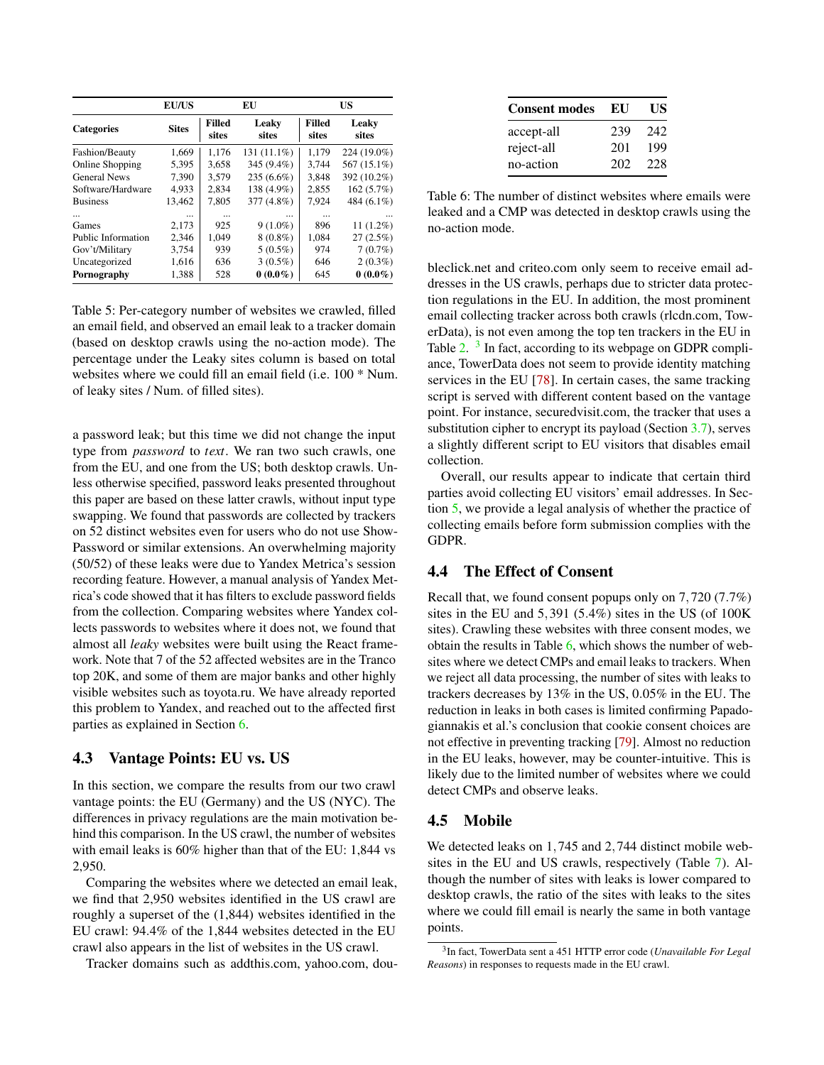| Categories | EU/US Sites | EU Filled sites | EU Leaky sites | US Filled sites | US Leaky sites |
|---|---|---|---|---|---|
| Fashion/Beauty | 1,669 | 1,176 | 131 (11.1%) | 1,179 | 224 (19.0%) |
| Online Shopping | 5,395 | 3,658 | 345 (9.4%) | 3,744 | 567 (15.1%) |
| General News | 7,390 | 3,579 | 235 (6.6%) | 3,848 | 392 (10.2%) |
| Software/Hardware | 4,933 | 2,834 | 138 (4.9%) | 2,855 | 162 (5.7%) |
| Business | 13,462 | 7,805 | 377 (4.8%) | 7,924 | 484 (6.1%) |
| ... | ... | ... | ... | ... | ... |
| Games | 2,173 | 925 | 9 (1.0%) | 896 | 11 (1.2%) |
| Public Information | 2,346 | 1,049 | 8 (0.8%) | 1,084 | 27 (2.5%) |
| Gov't/Military | 3,754 | 939 | 5 (0.5%) | 974 | 7 (0.7%) |
| Uncategorized | 1,616 | 636 | 3 (0.5%) | 646 | 2 (0.3%) |
| **Pornography** | 1,388 | 528 | **0 (0.0%)** | 645 | **0 (0.0%)** |

Table 5: Per-category number of websites we crawled, filled an email field, and observed an email leak to a tracker domain (based on desktop crawls using the no-action mode). The percentage under the Leaky sites column is based on total websites where we could fill an email field (i.e. 100 * Num. of leaky sites / Num. of filled sites).

a password leak; but this time we did not change the input type from *password* to *text*. We ran two such crawls, one from the EU, and one from the US; both desktop crawls. Unless otherwise specified, password leaks presented throughout this paper are based on these latter crawls, without input type swapping. We found that passwords are collected by trackers on 52 distinct websites even for users who do not use ShowPassword or similar extensions. An overwhelming majority (50/52) of these leaks were due to Yandex Metrica's session recording feature. However, a manual analysis of Yandex Metrica's code showed that it has filters to exclude password fields from the collection. Comparing websites where Yandex collects passwords to websites where it does not, we found that almost all *leaky* websites were built using the React framework. Note that 7 of the 52 affected websites are in the Tranco top 20K, and some of them are major banks and other highly visible websites such as toyota.ru. We have already reported this problem to Yandex, and reached out to the affected first parties as explained in Section 6.

### 4.3 Vantage Points: EU vs. US

In this section, we compare the results from our two crawl vantage points: the EU (Germany) and the US (NYC). The differences in privacy regulations are the main motivation behind this comparison. In the US crawl, the number of websites with email leaks is 60% higher than that of the EU: 1,844 vs 2,950.

Comparing the websites where we detected an email leak, we find that 2,950 websites identified in the US crawl are roughly a superset of the (1,844) websites identified in the EU crawl: 94.4% of the 1,844 websites detected in the EU crawl also appears in the list of websites in the US crawl.

Tracker domains such as addthis.com, yahoo.com, doubleclick.net and criteo.com only seem to receive email addresses in the US crawls, perhaps due to stricter data protection regulations in the EU. In addition, the most prominent email collecting tracker across both crawls (rlcdn.com, TowerData), is not even among the top ten trackers in the EU in Table 2. [3] In fact, according to its webpage on GDPR compliance, TowerData does not seem to provide identity matching services in the EU [78]. In certain cases, the same tracking script is served with different content based on the vantage point. For instance, securedvisit.com, the tracker that uses a substitution cipher to encrypt its payload (Section 3.7), serves a slightly different script to EU visitors that disables email collection.

Overall, our results appear to indicate that certain third parties avoid collecting EU visitors' email addresses. In Section 5, we provide a legal analysis of whether the practice of collecting emails before form submission complies with the GDPR.

| Consent modes | EU | US |
|---|---|---|
| accept-all | 239 | 242 |
| reject-all | 201 | 199 |
| no-action | 202 | 228 |

Table 6: The number of distinct websites where emails were leaked and a CMP was detected in desktop crawls using the no-action mode.

### 4.4 The Effect of Consent

Recall that, we found consent popups only on 7,720 (7.7%) sites in the EU and 5,391 (5.4%) sites in the US (of 100K sites). Crawling these websites with three consent modes, we obtain the results in Table 6, which shows the number of websites where we detect CMPs and email leaks to trackers. When we reject all data processing, the number of sites with leaks to trackers decreases by 13% in the US, 0.05% in the EU. The reduction in leaks in both cases is limited confirming Papadogiannakis et al.'s conclusion that cookie consent choices are not effective in preventing tracking [79]. Almost no reduction in the EU leaks, however, may be counter-intuitive. This is likely due to the limited number of websites where we could detect CMPs and observe leaks.

### 4.5 Mobile

We detected leaks on 1,745 and 2,744 distinct mobile websites in the EU and US crawls, respectively (Table 7). Although the number of sites with leaks is lower compared to desktop crawls, the ratio of the sites with leaks to the sites where we could fill email is nearly the same in both vantage points.

[3] In fact, TowerData sent a 451 HTTP error code (*Unavailable For Legal Reasons*) in responses to requests made in the EU crawl.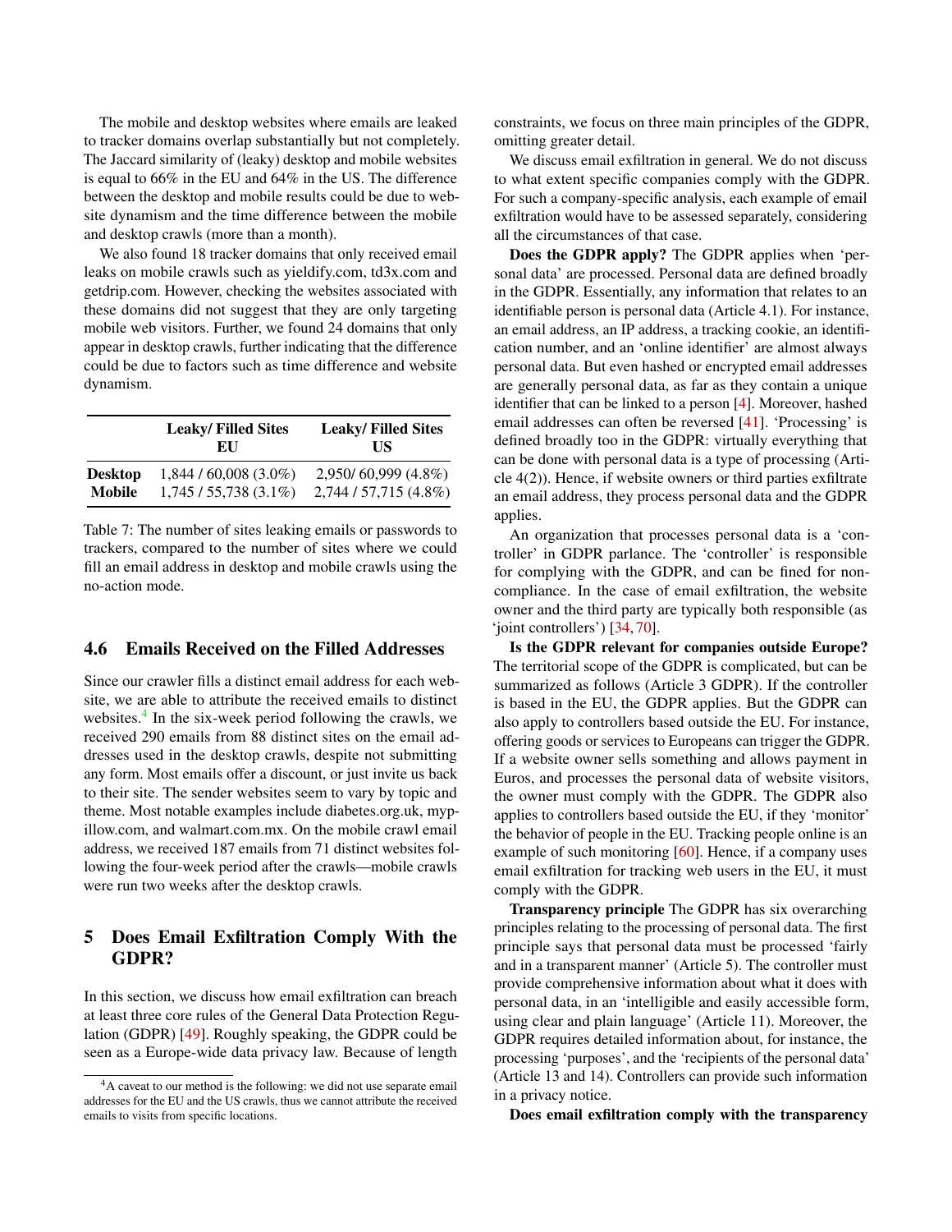The mobile and desktop websites where emails are leaked to tracker domains overlap substantially but not completely. The Jaccard similarity of (leaky) desktop and mobile websites is equal to 66% in the EU and 64% in the US. The difference between the desktop and mobile results could be due to website dynamism and the time difference between the mobile and desktop crawls (more than a month).

We also found 18 tracker domains that only received email leaks on mobile crawls such as yieldify.com, td3x.com and getdrip.com. However, checking the websites associated with these domains did not suggest that they are only targeting mobile web visitors. Further, we found 24 domains that only appear in desktop crawls, further indicating that the difference could be due to factors such as time difference and website dynamism.

| | Leaky/ Filled Sites EU | Leaky/ Filled Sites US |
|---|---|---|
| **Desktop** | 1,844 / 60,008 (3.0%) | 2,950/ 60,999 (4.8%) |
| **Mobile** | 1,745 / 55,738 (3.1%) | 2,744 / 57,715 (4.8%) |

Table 7: The number of sites leaking emails or passwords to trackers, compared to the number of sites where we could fill an email address in desktop and mobile crawls using the no-action mode.

### 4.6 Emails Received on the Filled Addresses

Since our crawler fills a distinct email address for each website, we are able to attribute the received emails to distinct websites.[4] In the six-week period following the crawls, we received 290 emails from 88 distinct sites on the email addresses used in the desktop crawls, despite not submitting any form. Most emails offer a discount, or just invite us back to their site. The sender websites seem to vary by topic and theme. Most notable examples include diabetes.org.uk, mypillow.com, and walmart.com.mx. On the mobile crawl email address, we received 187 emails from 71 distinct websites following the four-week period after the crawls—mobile crawls were run two weeks after the desktop crawls.

[4] A caveat to our method is the following: we did not use separate email addresses for the EU and the US crawls, thus we cannot attribute the received emails to visits from specific locations.

## 5 Does Email Exfiltration Comply With the GDPR?

In this section, we discuss how email exfiltration can breach at least three core rules of the General Data Protection Regulation (GDPR) [49]. Roughly speaking, the GDPR could be seen as a Europe-wide data privacy law. Because of length constraints, we focus on three main principles of the GDPR, omitting greater detail.

We discuss email exfiltration in general. We do not discuss to what extent specific companies comply with the GDPR. For such a company-specific analysis, each example of email exfiltration would have to be assessed separately, considering all the circumstances of that case.

**Does the GDPR apply?** The GDPR applies when 'personal data' are processed. Personal data are defined broadly in the GDPR. Essentially, any information that relates to an identifiable person is personal data (Article 4.1). For instance, an email address, an IP address, a tracking cookie, an identification number, and an 'online identifier' are almost always personal data. But even hashed or encrypted email addresses are generally personal data, as far as they contain a unique identifier that can be linked to a person [4]. Moreover, hashed email addresses can often be reversed [41]. 'Processing' is defined broadly too in the GDPR: virtually everything that can be done with personal data is a type of processing (Article 4(2)). Hence, if website owners or third parties exfiltrate an email address, they process personal data and the GDPR applies.

An organization that processes personal data is a 'controller' in GDPR parlance. The 'controller' is responsible for complying with the GDPR, and can be fined for noncompliance. In the case of email exfiltration, the website owner and the third party are typically both responsible (as 'joint controllers') [34, 70].

**Is the GDPR relevant for companies outside Europe?** The territorial scope of the GDPR is complicated, but can be summarized as follows (Article 3 GDPR). If the controller is based in the EU, the GDPR applies. But the GDPR can also apply to controllers based outside the EU. For instance, offering goods or services to Europeans can trigger the GDPR. If a website owner sells something and allows payment in Euros, and processes the personal data of website visitors, the owner must comply with the GDPR. The GDPR also applies to controllers based outside the EU, if they 'monitor' the behavior of people in the EU. Tracking people online is an example of such monitoring [60]. Hence, if a company uses email exfiltration for tracking web users in the EU, it must comply with the GDPR.

**Transparency principle** The GDPR has six overarching principles relating to the processing of personal data. The first principle says that personal data must be processed 'fairly and in a transparent manner' (Article 5). The controller must provide comprehensive information about what it does with personal data, in an 'intelligible and easily accessible form, using clear and plain language' (Article 11). Moreover, the GDPR requires detailed information about, for instance, the processing 'purposes', and the 'recipients of the personal data' (Article 13 and 14). Controllers can provide such information in a privacy notice.

**Does email exfiltration comply with the transparency**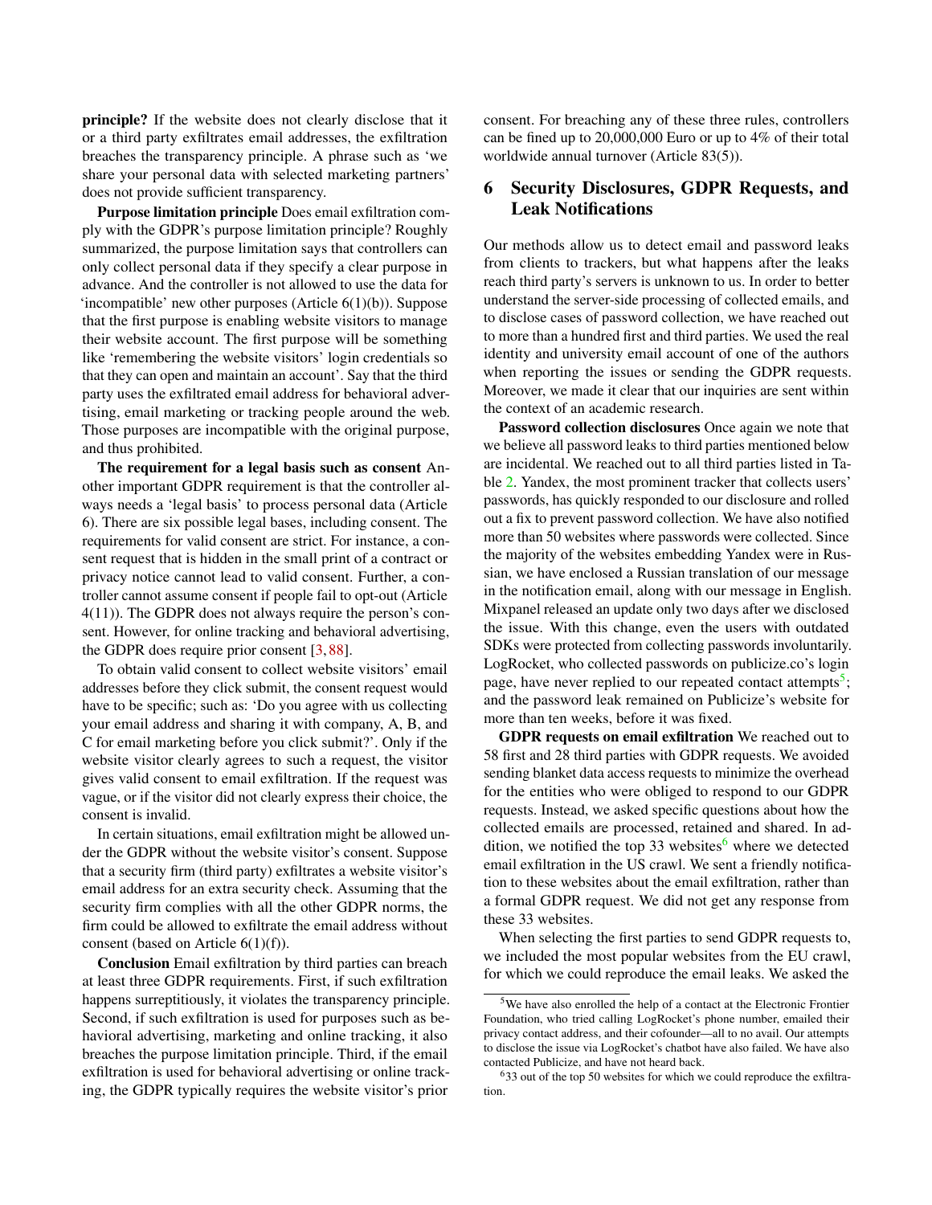**principle?** If the website does not clearly disclose that it or a third party exfiltrates email addresses, the exfiltration breaches the transparency principle. A phrase such as 'we share your personal data with selected marketing partners' does not provide sufficient transparency.

**Purpose limitation principle** Does email exfiltration comply with the GDPR's purpose limitation principle? Roughly summarized, the purpose limitation says that controllers can only collect personal data if they specify a clear purpose in advance. And the controller is not allowed to use the data for 'incompatible' new other purposes (Article 6(1)(b)). Suppose that the first purpose is enabling website visitors to manage their website account. The first purpose will be something like 'remembering the website visitors' login credentials so that they can open and maintain an account'. Say that the third party uses the exfiltrated email address for behavioral advertising, email marketing or tracking people around the web. Those purposes are incompatible with the original purpose, and thus prohibited.

**The requirement for a legal basis such as consent** Another important GDPR requirement is that the controller always needs a 'legal basis' to process personal data (Article 6). There are six possible legal bases, including consent. The requirements for valid consent are strict. For instance, a consent request that is hidden in the small print of a contract or privacy notice cannot lead to valid consent. Further, a controller cannot assume consent if people fail to opt-out (Article 4(11)). The GDPR does not always require the person's consent. However, for online tracking and behavioral advertising, the GDPR does require prior consent [3, 88].

To obtain valid consent to collect website visitors' email addresses before they click submit, the consent request would have to be specific; such as: 'Do you agree with us collecting your email address and sharing it with company, A, B, and C for email marketing before you click submit?'. Only if the website visitor clearly agrees to such a request, the visitor gives valid consent to email exfiltration. If the request was vague, or if the visitor did not clearly express their choice, the consent is invalid.

In certain situations, email exfiltration might be allowed under the GDPR without the website visitor's consent. Suppose that a security firm (third party) exfiltrates a website visitor's email address for an extra security check. Assuming that the security firm complies with all the other GDPR norms, the firm could be allowed to exfiltrate the email address without consent (based on Article 6(1)(f)).

**Conclusion** Email exfiltration by third parties can breach at least three GDPR requirements. First, if such exfiltration happens surreptitiously, it violates the transparency principle. Second, if such exfiltration is used for purposes such as behavioral advertising, marketing and online tracking, it also breaches the purpose limitation principle. Third, if the email exfiltration is used for behavioral advertising or online tracking, the GDPR typically requires the website visitor's prior consent. For breaching any of these three rules, controllers can be fined up to 20,000,000 Euro or up to 4% of their total worldwide annual turnover (Article 83(5)).

## 6 Security Disclosures, GDPR Requests, and Leak Notifications

Our methods allow us to detect email and password leaks from clients to trackers, but what happens after the leaks reach third party's servers is unknown to us. In order to better understand the server-side processing of collected emails, and to disclose cases of password collection, we have reached out to more than a hundred first and third parties. We used the real identity and university email account of one of the authors when reporting the issues or sending the GDPR requests. Moreover, we made it clear that our inquiries are sent within the context of an academic research.

**Password collection disclosures** Once again we note that we believe all password leaks to third parties mentioned below are incidental. We reached out to all third parties listed in Table 2. Yandex, the most prominent tracker that collects users' passwords, has quickly responded to our disclosure and rolled out a fix to prevent password collection. We have also notified more than 50 websites where passwords were collected. Since the majority of the websites embedding Yandex were in Russian, we have enclosed a Russian translation of our message in the notification email, along with our message in English. Mixpanel released an update only two days after we disclosed the issue. With this change, even the users with outdated SDKs were protected from collecting passwords involuntarily. LogRocket, who collected passwords on publicize.co's login page, have never replied to our repeated contact attempts[5]; and the password leak remained on Publicize's website for more than ten weeks, before it was fixed.

**GDPR requests on email exfiltration** We reached out to 58 first and 28 third parties with GDPR requests. We avoided sending blanket data access requests to minimize the overhead for the entities who were obliged to respond to our GDPR requests. Instead, we asked specific questions about how the collected emails are processed, retained and shared. In addition, we notified the top 33 websites[6] where we detected email exfiltration in the US crawl. We sent a friendly notification to these websites about the email exfiltration, rather than a formal GDPR request. We did not get any response from these 33 websites.

When selecting the first parties to send GDPR requests to, we included the most popular websites from the EU crawl, for which we could reproduce the email leaks. We asked the

[5] We have also enrolled the help of a contact at the Electronic Frontier Foundation, who tried calling LogRocket's phone number, emailed their privacy contact address, and their cofounder—all to no avail. Our attempts to disclose the issue via LogRocket's chatbot have also failed. We have also contacted Publicize, and have not heard back.

[6] 33 out of the top 50 websites for which we could reproduce the exfiltration.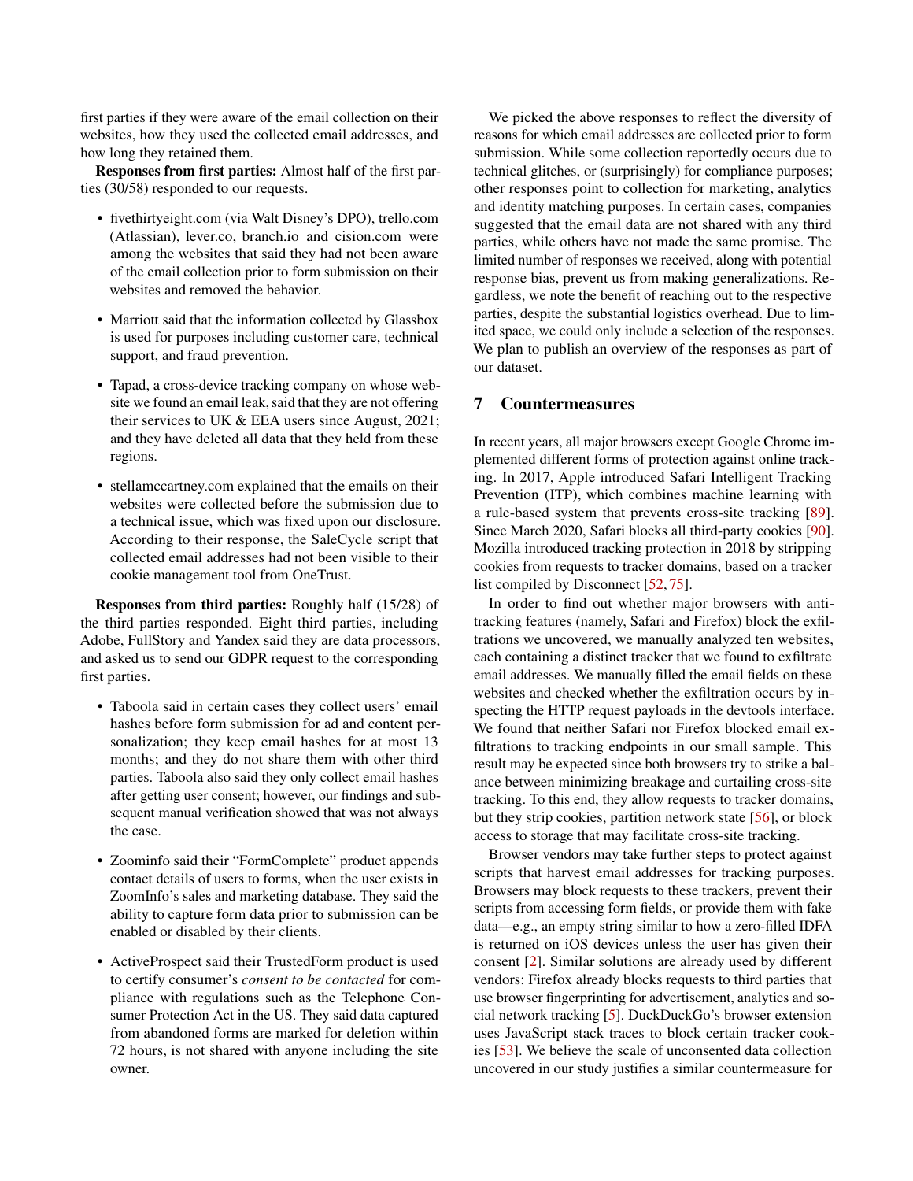first parties if they were aware of the email collection on their websites, how they used the collected email addresses, and how long they retained them.

**Responses from first parties:** Almost half of the first parties (30/58) responded to our requests.

- fivethirtyeight.com (via Walt Disney's DPO), trello.com (Atlassian), lever.co, branch.io and cision.com were among the websites that said they had not been aware of the email collection prior to form submission on their websites and removed the behavior.
- Marriott said that the information collected by Glassbox is used for purposes including customer care, technical support, and fraud prevention.
- Tapad, a cross-device tracking company on whose website we found an email leak, said that they are not offering their services to UK & EEA users since August, 2021; and they have deleted all data that they held from these regions.
- stellamccartney.com explained that the emails on their websites were collected before the submission due to a technical issue, which was fixed upon our disclosure. According to their response, the SaleCycle script that collected email addresses had not been visible to their cookie management tool from OneTrust.

**Responses from third parties:** Roughly half (15/28) of the third parties responded. Eight third parties, including Adobe, FullStory and Yandex said they are data processors, and asked us to send our GDPR request to the corresponding first parties.

- Taboola said in certain cases they collect users' email hashes before form submission for ad and content personalization; they keep email hashes for at most 13 months; and they do not share them with other third parties. Taboola also said they only collect email hashes after getting user consent; however, our findings and subsequent manual verification showed that was not always the case.
- Zoominfo said their "FormComplete" product appends contact details of users to forms, when the user exists in ZoomInfo's sales and marketing database. They said the ability to capture form data prior to submission can be enabled or disabled by their clients.
- ActiveProspect said their TrustedForm product is used to certify consumer's *consent to be contacted* for compliance with regulations such as the Telephone Consumer Protection Act in the US. They said data captured from abandoned forms are marked for deletion within 72 hours, is not shared with anyone including the site owner.

We picked the above responses to reflect the diversity of reasons for which email addresses are collected prior to form submission. While some collection reportedly occurs due to technical glitches, or (surprisingly) for compliance purposes; other responses point to collection for marketing, analytics and identity matching purposes. In certain cases, companies suggested that the email data are not shared with any third parties, while others have not made the same promise. The limited number of responses we received, along with potential response bias, prevent us from making generalizations. Regardless, we note the benefit of reaching out to the respective parties, despite the substantial logistics overhead. Due to limited space, we could only include a selection of the responses. We plan to publish an overview of the responses as part of our dataset.

## 7 Countermeasures

In recent years, all major browsers except Google Chrome implemented different forms of protection against online tracking. In 2017, Apple introduced Safari Intelligent Tracking Prevention (ITP), which combines machine learning with a rule-based system that prevents cross-site tracking [89]. Since March 2020, Safari blocks all third-party cookies [90]. Mozilla introduced tracking protection in 2018 by stripping cookies from requests to tracker domains, based on a tracker list compiled by Disconnect [52, 75].

In order to find out whether major browsers with anti-tracking features (namely, Safari and Firefox) block the exfiltrations we uncovered, we manually analyzed ten websites, each containing a distinct tracker that we found to exfiltrate email addresses. We manually filled the email fields on these websites and checked whether the exfiltration occurs by inspecting the HTTP request payloads in the devtools interface. We found that neither Safari nor Firefox blocked email exfiltrations to tracking endpoints in our small sample. This result may be expected since both browsers try to strike a balance between minimizing breakage and curtailing cross-site tracking. To this end, they allow requests to tracker domains, but they strip cookies, partition network state [56], or block access to storage that may facilitate cross-site tracking.

Browser vendors may take further steps to protect against scripts that harvest email addresses for tracking purposes. Browsers may block requests to these trackers, prevent their scripts from accessing form fields, or provide them with fake data—e.g., an empty string similar to how a zero-filled IDFA is returned on iOS devices unless the user has given their consent [2]. Similar solutions are already used by different vendors: Firefox already blocks requests to third parties that use browser fingerprinting for advertisement, analytics and social network tracking [5]. DuckDuckGo's browser extension uses JavaScript stack traces to block certain tracker cookies [53]. We believe the scale of unconsented data collection uncovered in our study justifies a similar countermeasure for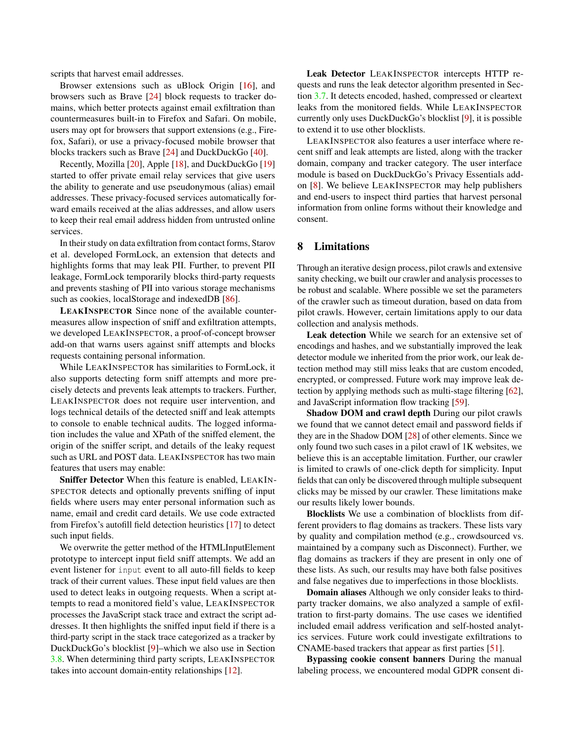scripts that harvest email addresses.

Browser extensions such as uBlock Origin [16], and browsers such as Brave [24] block requests to tracker domains, which better protects against email exfiltration than countermeasures built-in to Firefox and Safari. On mobile, users may opt for browsers that support extensions (e.g., Firefox, Safari), or use a privacy-focused mobile browser that blocks trackers such as Brave [24] and DuckDuckGo [40].

Recently, Mozilla [20], Apple [18], and DuckDuckGo [19] started to offer private email relay services that give users the ability to generate and use pseudonymous (alias) email addresses. These privacy-focused services automatically forward emails received at the alias addresses, and allow users to keep their real email address hidden from untrusted online services.

In their study on data exfiltration from contact forms, Starov et al. developed FormLock, an extension that detects and highlights forms that may leak PII. Further, to prevent PII leakage, FormLock temporarily blocks third-party requests and prevents stashing of PII into various storage mechanisms such as cookies, localStorage and indexedDB [86].

**LEAKINSPECTOR** Since none of the available countermeasures allow inspection of sniff and exfiltration attempts, we developed LEAKINSPECTOR, a proof-of-concept browser add-on that warns users against sniff attempts and blocks requests containing personal information.

While LEAKINSPECTOR has similarities to FormLock, it also supports detecting form sniff attempts and more precisely detects and prevents leak attempts to trackers. Further, LEAKINSPECTOR does not require user intervention, and logs technical details of the detected sniff and leak attempts to console to enable technical audits. The logged information includes the value and XPath of the sniffed element, the origin of the sniffer script, and details of the leaky request such as URL and POST data. LEAKINSPECTOR has two main features that users may enable:

**Sniffer Detector** When this feature is enabled, LEAKINSPECTOR detects and optionally prevents sniffing of input fields where users may enter personal information such as name, email and credit card details. We use code extracted from Firefox's autofill field detection heuristics [17] to detect such input fields.

We overwrite the getter method of the HTMLInputElement prototype to intercept input field sniff attempts. We add an event listener for `input` event to all auto-fill fields to keep track of their current values. These input field values are then used to detect leaks in outgoing requests. When a script attempts to read a monitored field's value, LEAKINSPECTOR processes the JavaScript stack trace and extract the script addresses. It then highlights the sniffed input field if there is a third-party script in the stack trace categorized as a tracker by DuckDuckGo's blocklist [9]–which we also use in Section 3.8. When determining third party scripts, LEAKINSPECTOR takes into account domain-entity relationships [12].

**Leak Detector** LEAKINSPECTOR intercepts HTTP requests and runs the leak detector algorithm presented in Section 3.7. It detects encoded, hashed, compressed or cleartext leaks from the monitored fields. While LEAKINSPECTOR currently only uses DuckDuckGo's blocklist [9], it is possible to extend it to use other blocklists.

LEAKINSPECTOR also features a user interface where recent sniff and leak attempts are listed, along with the tracker domain, company and tracker category. The user interface module is based on DuckDuckGo's Privacy Essentials add-on [8]. We believe LEAKINSPECTOR may help publishers and end-users to inspect third parties that harvest personal information from online forms without their knowledge and consent.

## 8 Limitations

Through an iterative design process, pilot crawls and extensive sanity checking, we built our crawler and analysis processes to be robust and scalable. Where possible we set the parameters of the crawler such as timeout duration, based on data from pilot crawls. However, certain limitations apply to our data collection and analysis methods.

**Leak detection** While we search for an extensive set of encodings and hashes, and we substantially improved the leak detector module we inherited from the prior work, our leak detection method may still miss leaks that are custom encoded, encrypted, or compressed. Future work may improve leak detection by applying methods such as multi-stage filtering [62], and JavaScript information flow tracking [59].

**Shadow DOM and crawl depth** During our pilot crawls we found that we cannot detect email and password fields if they are in the Shadow DOM [28] of other elements. Since we only found two such cases in a pilot crawl of 1K websites, we believe this is an acceptable limitation. Further, our crawler is limited to crawls of one-click depth for simplicity. Input fields that can only be discovered through multiple subsequent clicks may be missed by our crawler. These limitations make our results likely lower bounds.

**Blocklists** We use a combination of blocklists from different providers to flag domains as trackers. These lists vary by quality and compilation method (e.g., crowdsourced vs. maintained by a company such as Disconnect). Further, we flag domains as trackers if they are present in only one of these lists. As such, our results may have both false positives and false negatives due to imperfections in those blocklists.

**Domain aliases** Although we only consider leaks to third-party tracker domains, we also analyzed a sample of exfiltration to first-party domains. The use cases we identified included email address verification and self-hosted analytics services. Future work could investigate exfiltrations to CNAME-based trackers that appear as first parties [51].

**Bypassing cookie consent banners** During the manual labeling process, we encountered modal GDPR consent di-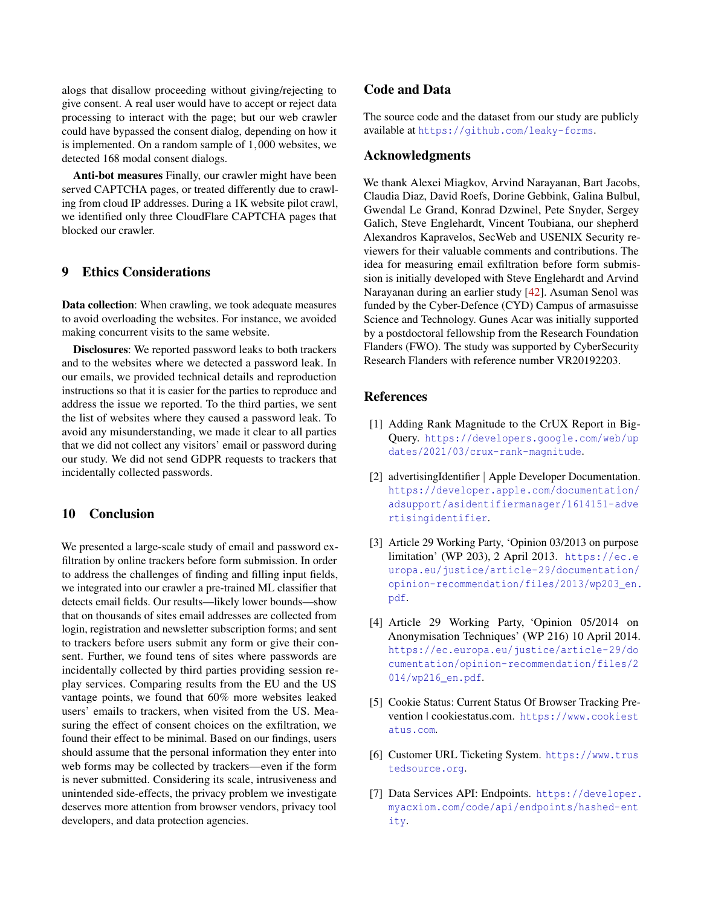alogs that disallow proceeding without giving/rejecting to give consent. A real user would have to accept or reject data processing to interact with the page; but our web crawler could have bypassed the consent dialog, depending on how it is implemented. On a random sample of 1,000 websites, we detected 168 modal consent dialogs.

**Anti-bot measures** Finally, our crawler might have been served CAPTCHA pages, or treated differently due to crawling from cloud IP addresses. During a 1K website pilot crawl, we identified only three CloudFlare CAPTCHA pages that blocked our crawler.

## 9 Ethics Considerations

**Data collection**: When crawling, we took adequate measures to avoid overloading the websites. For instance, we avoided making concurrent visits to the same website.

**Disclosures**: We reported password leaks to both trackers and to the websites where we detected a password leak. In our emails, we provided technical details and reproduction instructions so that it is easier for the parties to reproduce and address the issue we reported. To the third parties, we sent the list of websites where they caused a password leak. To avoid any misunderstanding, we made it clear to all parties that we did not collect any visitors' email or password during our study. We did not send GDPR requests to trackers that incidentally collected passwords.

## 10 Conclusion

We presented a large-scale study of email and password exfiltration by online trackers before form submission. In order to address the challenges of finding and filling input fields, we integrated into our crawler a pre-trained ML classifier that detects email fields. Our results—likely lower bounds—show that on thousands of sites email addresses are collected from login, registration and newsletter subscription forms; and sent to trackers before users submit any form or give their consent. Further, we found tens of sites where passwords are incidentally collected by third parties providing session replay services. Comparing results from the EU and the US vantage points, we found that 60% more websites leaked users' emails to trackers, when visited from the US. Measuring the effect of consent choices on the exfiltration, we found their effect to be minimal. Based on our findings, users should assume that the personal information they enter into web forms may be collected by trackers—even if the form is never submitted. Considering its scale, intrusiveness and unintended side-effects, the privacy problem we investigate deserves more attention from browser vendors, privacy tool developers, and data protection agencies.

## Code and Data

The source code and the dataset from our study are publicly available at https://github.com/leaky-forms.

## Acknowledgments

We thank Alexei Miagkov, Arvind Narayanan, Bart Jacobs, Claudia Diaz, David Roefs, Dorine Gebbink, Galina Bulbul, Gwendal Le Grand, Konrad Dzwinel, Pete Snyder, Sergey Galich, Steve Englehardt, Vincent Toubiana, our shepherd Alexandros Kapravelos, SecWeb and USENIX Security reviewers for their valuable comments and contributions. The idea for measuring email exfiltration before form submission is initially developed with Steve Englehardt and Arvind Narayanan during an earlier study [42]. Asuman Senol was funded by the Cyber-Defence (CYD) Campus of armasuisse Science and Technology. Gunes Acar was initially supported by a postdoctoral fellowship from the Research Foundation Flanders (FWO). The study was supported by CyberSecurity Research Flanders with reference number VR20192203.

## References

[1] Adding Rank Magnitude to the CrUX Report in BigQuery. https://developers.google.com/web/updates/2021/03/crux-rank-magnitude.

[2] advertisingIdentifier | Apple Developer Documentation. https://developer.apple.com/documentation/adsupport/asidentifiermanager/1614151-advertisingidentifier.

[3] Article 29 Working Party, 'Opinion 03/2013 on purpose limitation' (WP 203), 2 April 2013. https://ec.europa.eu/justice/article-29/documentation/opinion-recommendation/files/2013/wp203_en.pdf.

[4] Article 29 Working Party, 'Opinion 05/2014 on Anonymisation Techniques' (WP 216) 10 April 2014. https://ec.europa.eu/justice/article-29/documentation/opinion-recommendation/files/2014/wp216_en.pdf.

[5] Cookie Status: Current Status Of Browser Tracking Prevention | cookiestatus.com. https://www.cookiestatus.com.

[6] Customer URL Ticketing System. https://www.trustedsource.org.

[7] Data Services API: Endpoints. https://developer.myacxiom.com/code/api/endpoints/hashed-entity.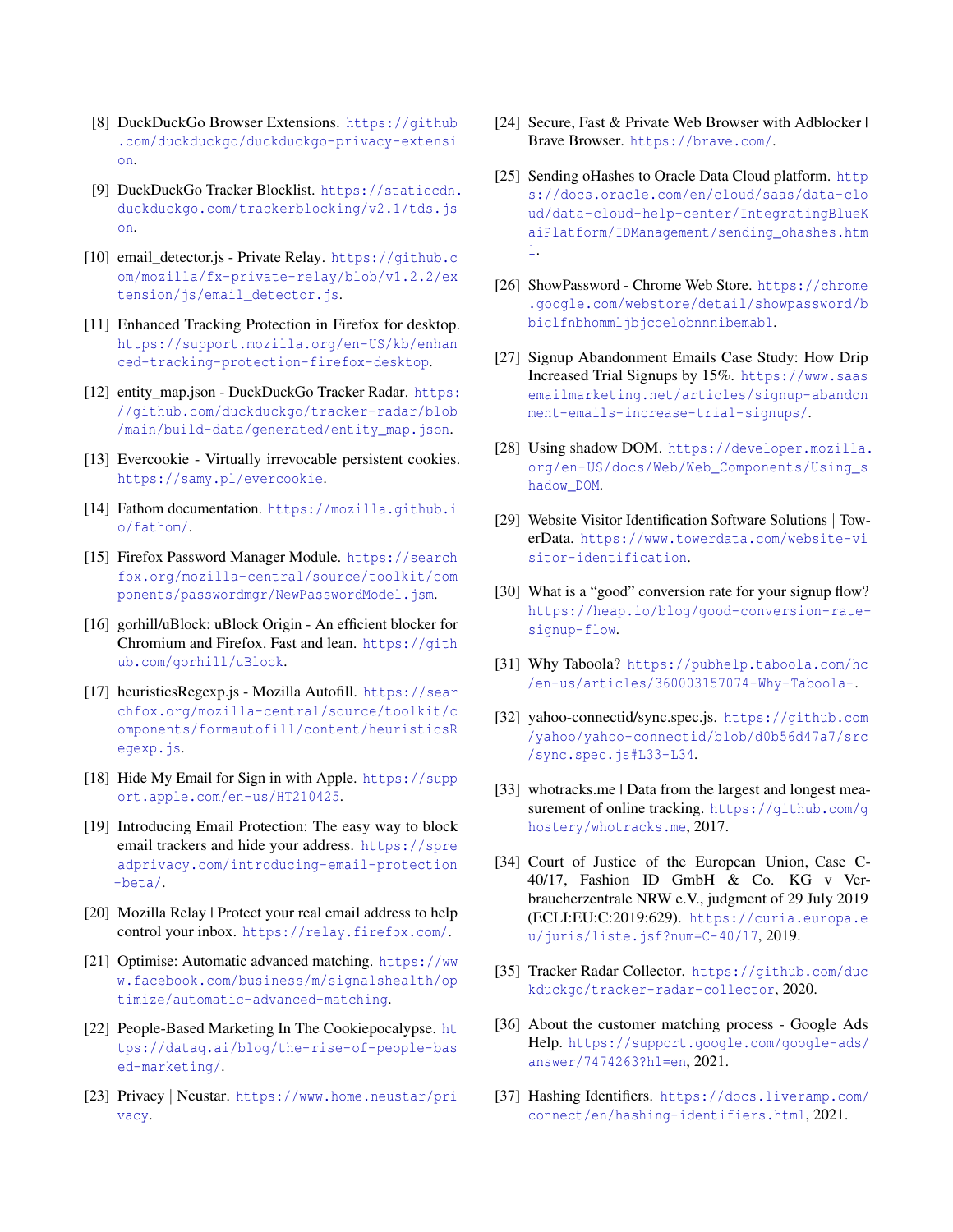[8] DuckDuckGo Browser Extensions. https://github.com/duckduckgo/duckduckgo-privacy-extension.

[9] DuckDuckGo Tracker Blocklist. https://staticcdn.duckduckgo.com/trackerblocking/v2.1/tds.json.

[10] email_detector.js - Private Relay. https://github.com/mozilla/fx-private-relay/blob/v1.2.2/extension/js/email_detector.js.

[11] Enhanced Tracking Protection in Firefox for desktop. https://support.mozilla.org/en-US/kb/enhanced-tracking-protection-firefox-desktop.

[12] entity_map.json - DuckDuckGo Tracker Radar. https://github.com/duckduckgo/tracker-radar/blob/main/build-data/generated/entity_map.json.

[13] Evercookie - Virtually irrevocable persistent cookies. https://samy.pl/evercookie.

[14] Fathom documentation. https://mozilla.github.io/fathom/.

[15] Firefox Password Manager Module. https://searchfox.org/mozilla-central/source/toolkit/components/passwordmgr/NewPasswordModel.jsm.

[16] gorhill/uBlock: uBlock Origin - An efficient blocker for Chromium and Firefox. Fast and lean. https://github.com/gorhill/uBlock.

[17] heuristicsRegexp.js - Mozilla Autofill. https://searchfox.org/mozilla-central/source/toolkit/components/formautofill/content/heuristicsRegexp.js.

[18] Hide My Email for Sign in with Apple. https://support.apple.com/en-us/HT210425.

[19] Introducing Email Protection: The easy way to block email trackers and hide your address. https://spreadprivacy.com/introducing-email-protection-beta/.

[20] Mozilla Relay | Protect your real email address to help control your inbox. https://relay.firefox.com/.

[21] Optimise: Automatic advanced matching. https://www.facebook.com/business/m/signalshealth/optimize/automatic-advanced-matching.

[22] People-Based Marketing In The Cookiepocalypse. https://dataq.ai/blog/the-rise-of-people-based-marketing/.

[23] Privacy | Neustar. https://www.home.neustar/privacy.

[24] Secure, Fast & Private Web Browser with Adblocker | Brave Browser. https://brave.com/.

[25] Sending oHashes to Oracle Data Cloud platform. https://docs.oracle.com/en/cloud/saas/data-cloud/data-cloud-help-center/IntegratingBlueKaiPlatform/IDManagement/sending_ohashes.html.

[26] ShowPassword - Chrome Web Store. https://chrome.google.com/webstore/detail/showpassword/bbiclfnbhommljbjcoelobnnnibemabl.

[27] Signup Abandonment Emails Case Study: How Drip Increased Trial Signups by 15%. https://www.saasemailmarketing.net/articles/signup-abandonment-emails-increase-trial-signups/.

[28] Using shadow DOM. https://developer.mozilla.org/en-US/docs/Web/Web_Components/Using_shadow_DOM.

[29] Website Visitor Identification Software Solutions | TowerData. https://www.towerdata.com/website-visitor-identification.

[30] What is a "good" conversion rate for your signup flow? https://heap.io/blog/good-conversion-rate-signup-flow.

[31] Why Taboola? https://pubhelp.taboola.com/hc/en-us/articles/360003157074-Why-Taboola-.

[32] yahoo-connectid/sync.spec.js. https://github.com/yahoo/yahoo-connectid/blob/d0b56d47a7/src/sync.spec.js#L33-L34.

[33] whotracks.me | Data from the largest and longest measurement of online tracking. https://github.com/ghostery/whotracks.me, 2017.

[34] Court of Justice of the European Union, Case C-40/17, Fashion ID GmbH & Co. KG v Verbraucherzentrale NRW e.V., judgment of 29 July 2019 (ECLI:EU:C:2019:629). https://curia.europa.eu/juris/liste.jsf?num=C-40/17, 2019.

[35] Tracker Radar Collector. https://github.com/duckduckgo/tracker-radar-collector, 2020.

[36] About the customer matching process - Google Ads Help. https://support.google.com/google-ads/answer/7474263?hl=en, 2021.

[37] Hashing Identifiers. https://docs.liveramp.com/connect/en/hashing-identifiers.html, 2021.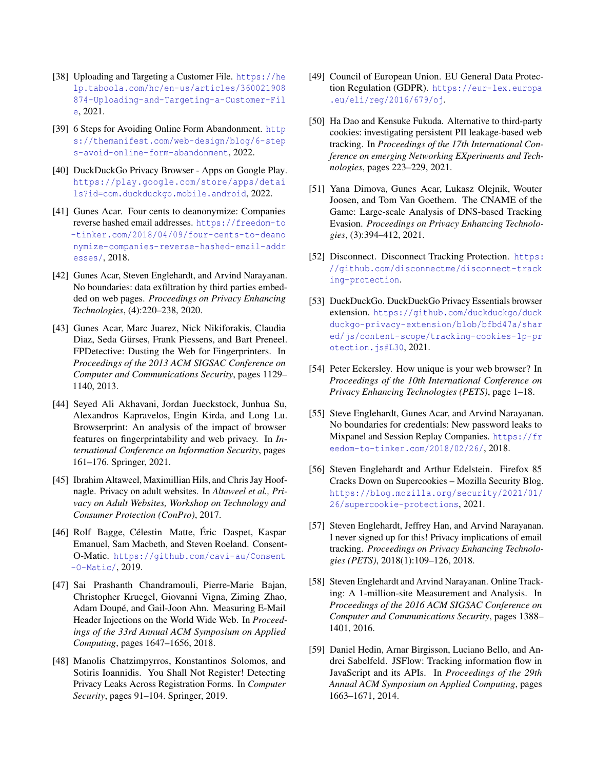[38] Uploading and Targeting a Customer File. https://help.taboola.com/hc/en-us/articles/360021908874-Uploading-and-Targeting-a-Customer-File, 2021.

[39] 6 Steps for Avoiding Online Form Abandonment. https://themanifest.com/web-design/blog/6-steps-avoid-online-form-abandonment, 2022.

[40] DuckDuckGo Privacy Browser - Apps on Google Play. https://play.google.com/store/apps/details?id=com.duckduckgo.mobile.android, 2022.

[41] Gunes Acar. Four cents to deanonymize: Companies reverse hashed email addresses. https://freedom-to-tinker.com/2018/04/09/four-cents-to-deanonymize-companies-reverse-hashed-email-addresses/, 2018.

[42] Gunes Acar, Steven Englehardt, and Arvind Narayanan. No boundaries: data exfiltration by third parties embedded on web pages. *Proceedings on Privacy Enhancing Technologies*, (4):220–238, 2020.

[43] Gunes Acar, Marc Juarez, Nick Nikiforakis, Claudia Diaz, Seda Gürses, Frank Piessens, and Bart Preneel. FPDetective: Dusting the Web for Fingerprinters. In *Proceedings of the 2013 ACM SIGSAC Conference on Computer and Communications Security*, pages 1129–1140, 2013.

[44] Seyed Ali Akhavani, Jordan Jueckstock, Junhua Su, Alexandros Kapravelos, Engin Kirda, and Long Lu. Browserprint: An analysis of the impact of browser features on fingerprintability and web privacy. In *International Conference on Information Security*, pages 161–176. Springer, 2021.

[45] Ibrahim Altaweel, Maximillian Hils, and Chris Jay Hoofnagle. Privacy on adult websites. In *Altaweel et al., Privacy on Adult Websites, Workshop on Technology and Consumer Protection (ConPro)*, 2017.

[46] Rolf Bagge, Célestin Matte, Éric Daspet, Kaspar Emanuel, Sam Macbeth, and Steven Roeland. Consent-O-Matic. https://github.com/cavi-au/Consent-O-Matic/, 2019.

[47] Sai Prashanth Chandramouli, Pierre-Marie Bajan, Christopher Kruegel, Giovanni Vigna, Ziming Zhao, Adam Doupé, and Gail-Joon Ahn. Measuring E-Mail Header Injections on the World Wide Web. In *Proceedings of the 33rd Annual ACM Symposium on Applied Computing*, pages 1647–1656, 2018.

[48] Manolis Chatzimpyrros, Konstantinos Solomos, and Sotiris Ioannidis. You Shall Not Register! Detecting Privacy Leaks Across Registration Forms. In *Computer Security*, pages 91–104. Springer, 2019.

[49] Council of European Union. EU General Data Protection Regulation (GDPR). https://eur-lex.europa.eu/eli/reg/2016/679/oj.

[50] Ha Dao and Kensuke Fukuda. Alternative to third-party cookies: investigating persistent PII leakage-based web tracking. In *Proceedings of the 17th International Conference on emerging Networking EXperiments and Technologies*, pages 223–229, 2021.

[51] Yana Dimova, Gunes Acar, Lukasz Olejnik, Wouter Joosen, and Tom Van Goethem. The CNAME of the Game: Large-scale Analysis of DNS-based Tracking Evasion. *Proceedings on Privacy Enhancing Technologies*, (3):394–412, 2021.

[52] Disconnect. Disconnect Tracking Protection. https://github.com/disconnectme/disconnect-tracking-protection.

[53] DuckDuckGo. DuckDuckGo Privacy Essentials browser extension. https://github.com/duckduckgo/duckduckgo-privacy-extension/blob/bfbd47a/shared/js/content-scope/tracking-cookies-1p-protection.js#L30, 2021.

[54] Peter Eckersley. How unique is your web browser? In *Proceedings of the 10th International Conference on Privacy Enhancing Technologies (PETS)*, page 1–18.

[55] Steve Englehardt, Gunes Acar, and Arvind Narayanan. No boundaries for credentials: New password leaks to Mixpanel and Session Replay Companies. https://freedom-to-tinker.com/2018/02/26/, 2018.

[56] Steven Englehardt and Arthur Edelstein. Firefox 85 Cracks Down on Supercookies – Mozilla Security Blog. https://blog.mozilla.org/security/2021/01/26/supercookie-protections, 2021.

[57] Steven Englehardt, Jeffrey Han, and Arvind Narayanan. I never signed up for this! Privacy implications of email tracking. *Proceedings on Privacy Enhancing Technologies (PETS)*, 2018(1):109–126, 2018.

[58] Steven Englehardt and Arvind Narayanan. Online Tracking: A 1-million-site Measurement and Analysis. In *Proceedings of the 2016 ACM SIGSAC Conference on Computer and Communications Security*, pages 1388–1401, 2016.

[59] Daniel Hedin, Arnar Birgisson, Luciano Bello, and Andrei Sabelfeld. JSFlow: Tracking information flow in JavaScript and its APIs. In *Proceedings of the 29th Annual ACM Symposium on Applied Computing*, pages 1663–1671, 2014.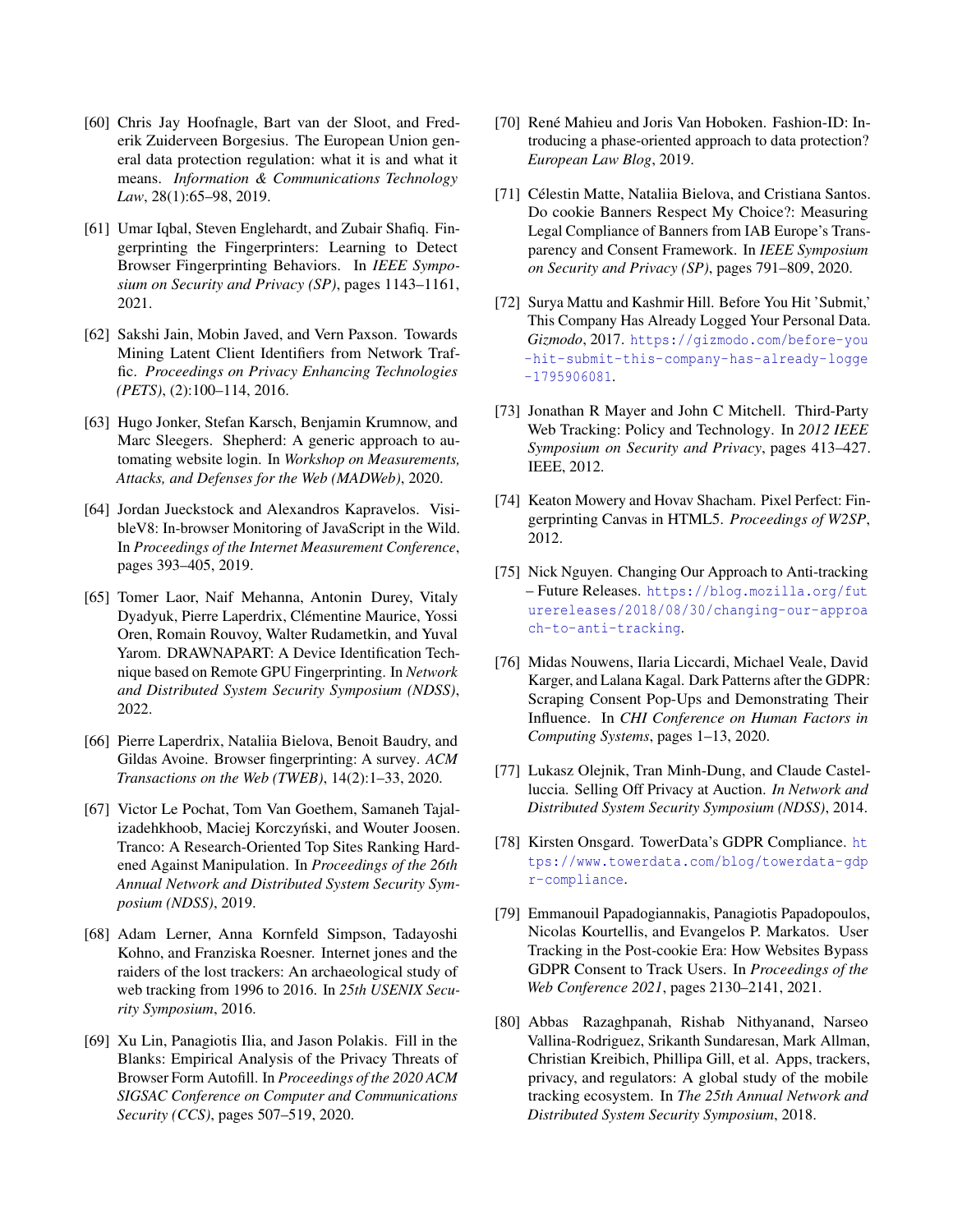[60] Chris Jay Hoofnagle, Bart van der Sloot, and Frederik Zuiderveen Borgesius. The European Union general data protection regulation: what it is and what it means. *Information & Communications Technology Law*, 28(1):65–98, 2019.

[61] Umar Iqbal, Steven Englehardt, and Zubair Shafiq. Fingerprinting the Fingerprinters: Learning to Detect Browser Fingerprinting Behaviors. In *IEEE Symposium on Security and Privacy (SP)*, pages 1143–1161, 2021.

[62] Sakshi Jain, Mobin Javed, and Vern Paxson. Towards Mining Latent Client Identifiers from Network Traffic. *Proceedings on Privacy Enhancing Technologies (PETS)*, (2):100–114, 2016.

[63] Hugo Jonker, Stefan Karsch, Benjamin Krumnow, and Marc Sleegers. Shepherd: A generic approach to automating website login. In *Workshop on Measurements, Attacks, and Defenses for the Web (MADWeb)*, 2020.

[64] Jordan Jueckstock and Alexandros Kapravelos. VisibleV8: In-browser Monitoring of JavaScript in the Wild. In *Proceedings of the Internet Measurement Conference*, pages 393–405, 2019.

[65] Tomer Laor, Naif Mehanna, Antonin Durey, Vitaly Dyadyuk, Pierre Laperdrix, Clémentine Maurice, Yossi Oren, Romain Rouvoy, Walter Rudametkin, and Yuval Yarom. DRAWNAPART: A Device Identification Technique based on Remote GPU Fingerprinting. In *Network and Distributed System Security Symposium (NDSS)*, 2022.

[66] Pierre Laperdrix, Nataliia Bielova, Benoit Baudry, and Gildas Avoine. Browser fingerprinting: A survey. *ACM Transactions on the Web (TWEB)*, 14(2):1–33, 2020.

[67] Victor Le Pochat, Tom Van Goethem, Samaneh Tajalizadehkhoob, Maciej Korczyński, and Wouter Joosen. Tranco: A Research-Oriented Top Sites Ranking Hardened Against Manipulation. In *Proceedings of the 26th Annual Network and Distributed System Security Symposium (NDSS)*, 2019.

[68] Adam Lerner, Anna Kornfeld Simpson, Tadayoshi Kohno, and Franziska Roesner. Internet jones and the raiders of the lost trackers: An archaeological study of web tracking from 1996 to 2016. In *25th USENIX Security Symposium*, 2016.

[69] Xu Lin, Panagiotis Ilia, and Jason Polakis. Fill in the Blanks: Empirical Analysis of the Privacy Threats of Browser Form Autofill. In *Proceedings of the 2020 ACM SIGSAC Conference on Computer and Communications Security (CCS)*, pages 507–519, 2020.

[70] René Mahieu and Joris Van Hoboken. Fashion-ID: Introducing a phase-oriented approach to data protection? *European Law Blog*, 2019.

[71] Célestin Matte, Nataliia Bielova, and Cristiana Santos. Do cookie Banners Respect My Choice?: Measuring Legal Compliance of Banners from IAB Europe's Transparency and Consent Framework. In *IEEE Symposium on Security and Privacy (SP)*, pages 791–809, 2020.

[72] Surya Mattu and Kashmir Hill. Before You Hit 'Submit,' This Company Has Already Logged Your Personal Data. *Gizmodo*, 2017. https://gizmodo.com/before-you-hit-submit-this-company-has-already-logge-1795906081.

[73] Jonathan R Mayer and John C Mitchell. Third-Party Web Tracking: Policy and Technology. In *2012 IEEE Symposium on Security and Privacy*, pages 413–427. IEEE, 2012.

[74] Keaton Mowery and Hovav Shacham. Pixel Perfect: Fingerprinting Canvas in HTML5. *Proceedings of W2SP*, 2012.

[75] Nick Nguyen. Changing Our Approach to Anti-tracking – Future Releases. https://blog.mozilla.org/futurereleases/2018/08/30/changing-our-approach-to-anti-tracking.

[76] Midas Nouwens, Ilaria Liccardi, Michael Veale, David Karger, and Lalana Kagal. Dark Patterns after the GDPR: Scraping Consent Pop-Ups and Demonstrating Their Influence. In *CHI Conference on Human Factors in Computing Systems*, pages 1–13, 2020.

[77] Lukasz Olejnik, Tran Minh-Dung, and Claude Castelluccia. Selling Off Privacy at Auction. *In Network and Distributed System Security Symposium (NDSS)*, 2014.

[78] Kirsten Onsgard. TowerData's GDPR Compliance. https://www.towerdata.com/blog/towerdata-gdpr-compliance.

[79] Emmanouil Papadogiannakis, Panagiotis Papadopoulos, Nicolas Kourtellis, and Evangelos P. Markatos. User Tracking in the Post-cookie Era: How Websites Bypass GDPR Consent to Track Users. In *Proceedings of the Web Conference 2021*, pages 2130–2141, 2021.

[80] Abbas Razaghpanah, Rishab Nithyanand, Narseo Vallina-Rodriguez, Srikanth Sundaresan, Mark Allman, Christian Kreibich, Phillipa Gill, et al. Apps, trackers, privacy, and regulators: A global study of the mobile tracking ecosystem. In *The 25th Annual Network and Distributed System Security Symposium*, 2018.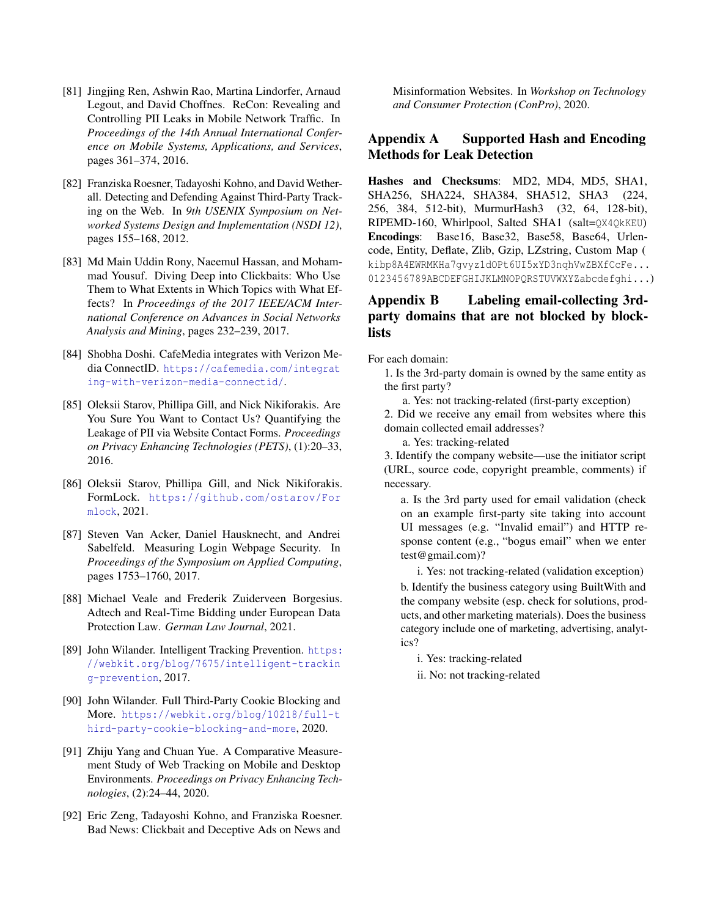[81] Jingjing Ren, Ashwin Rao, Martina Lindorfer, Arnaud Legout, and David Choffnes. ReCon: Revealing and Controlling PII Leaks in Mobile Network Traffic. In *Proceedings of the 14th Annual International Conference on Mobile Systems, Applications, and Services*, pages 361–374, 2016.

[82] Franziska Roesner, Tadayoshi Kohno, and David Wetherall. Detecting and Defending Against Third-Party Tracking on the Web. In *9th USENIX Symposium on Networked Systems Design and Implementation (NSDI 12)*, pages 155–168, 2012.

[83] Md Main Uddin Rony, Naeemul Hassan, and Mohammad Yousuf. Diving Deep into Clickbaits: Who Use Them to What Extents in Which Topics with What Effects? In *Proceedings of the 2017 IEEE/ACM International Conference on Advances in Social Networks Analysis and Mining*, pages 232–239, 2017.

[84] Shobha Doshi. CafeMedia integrates with Verizon Media ConnectID. https://cafemedia.com/integrating-with-verizon-media-connectid/.

[85] Oleksii Starov, Phillipa Gill, and Nick Nikiforakis. Are You Sure You Want to Contact Us? Quantifying the Leakage of PII via Website Contact Forms. *Proceedings on Privacy Enhancing Technologies (PETS)*, (1):20–33, 2016.

[86] Oleksii Starov, Phillipa Gill, and Nick Nikiforakis. FormLock. https://github.com/ostarov/Formlock, 2021.

[87] Steven Van Acker, Daniel Hausknecht, and Andrei Sabelfeld. Measuring Login Webpage Security. In *Proceedings of the Symposium on Applied Computing*, pages 1753–1760, 2017.

[88] Michael Veale and Frederik Zuiderveen Borgesius. Adtech and Real-Time Bidding under European Data Protection Law. *German Law Journal*, 2021.

[89] John Wilander. Intelligent Tracking Prevention. https://webkit.org/blog/7675/intelligent-tracking-prevention, 2017.

[90] John Wilander. Full Third-Party Cookie Blocking and More. https://webkit.org/blog/10218/full-third-party-cookie-blocking-and-more, 2020.

[91] Zhiju Yang and Chuan Yue. A Comparative Measurement Study of Web Tracking on Mobile and Desktop Environments. *Proceedings on Privacy Enhancing Technologies*, (2):24–44, 2020.

[92] Eric Zeng, Tadayoshi Kohno, and Franziska Roesner. Bad News: Clickbait and Deceptive Ads on News and Misinformation Websites. In *Workshop on Technology and Consumer Protection (ConPro)*, 2020.

## Appendix A Supported Hash and Encoding Methods for Leak Detection

**Hashes and Checksums**: MD2, MD4, MD5, SHA1, SHA256, SHA224, SHA384, SHA512, SHA3 (224, 256, 384, 512-bit), MurmurHash3 (32, 64, 128-bit), RIPEMD-160, Whirlpool, Salted SHA1 (salt=`QX4QkKEU`)
**Encodings**: Base16, Base32, Base58, Base64, Urlencode, Entity, Deflate, Zlib, Gzip, LZstring, Custom Map ( `kibp8A4EWRMKHa7gvyz1dOPt6UI5xYD3nqhVwZBXfCcFe...` `0123456789ABCDEFGHIJKLMNOPQRSTUVWXYZabcdefghi...`)

## Appendix B Labeling email-collecting 3rd-party domains that are not blocked by blocklists

For each domain:

1. Is the 3rd-party domain is owned by the same entity as the first party?
   a. Yes: not tracking-related (first-party exception)
2. Did we receive any email from websites where this domain collected email addresses?
   a. Yes: tracking-related
3. Identify the company website—use the initiator script (URL, source code, copyright preamble, comments) if necessary.
   a. Is the 3rd party used for email validation (check on an example first-party site taking into account UI messages (e.g. "Invalid email") and HTTP response content (e.g., "bogus email" when we enter test@gmail.com)?
      i. Yes: not tracking-related (validation exception)
   b. Identify the business category using BuiltWith and the company website (esp. check for solutions, products, and other marketing materials). Does the business category include one of marketing, advertising, analytics?
      i. Yes: tracking-related
      ii. No: not tracking-related